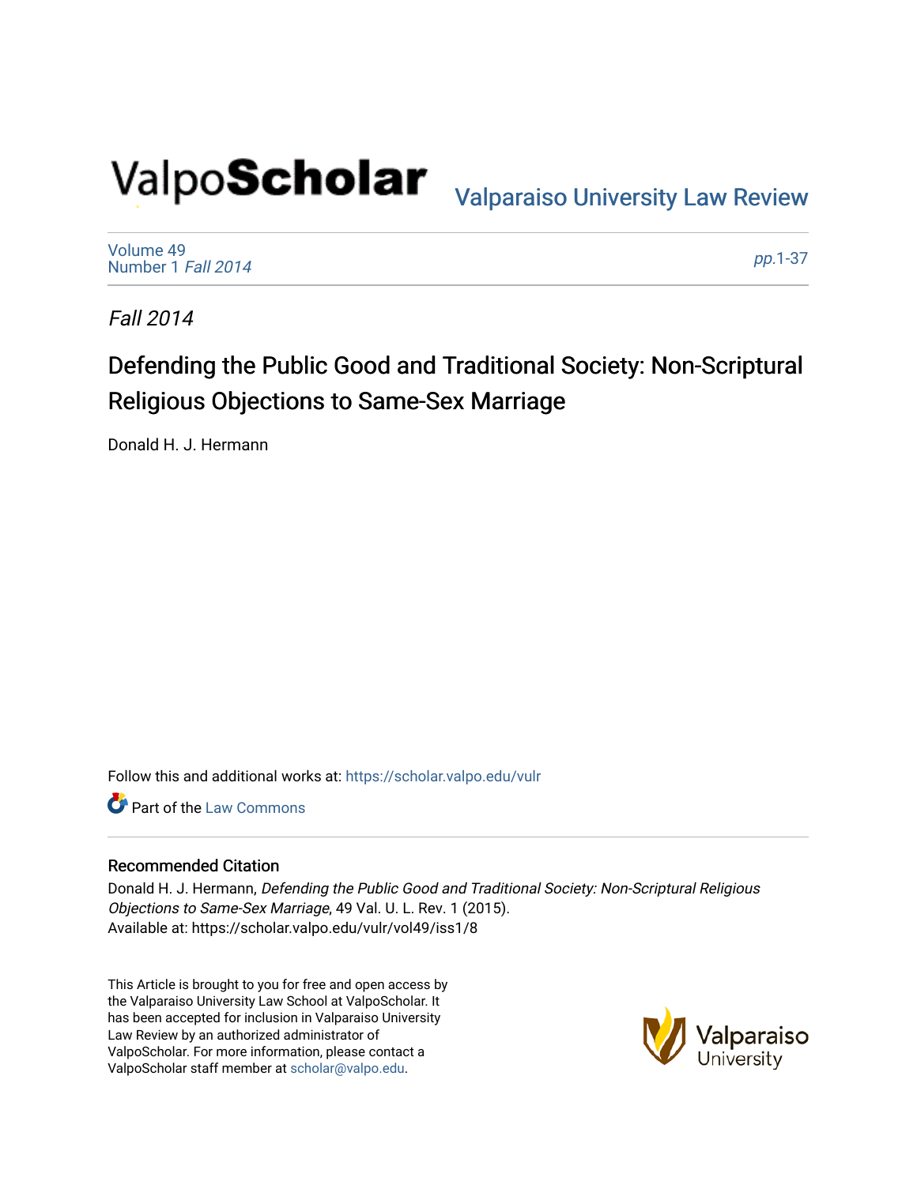ValpoScholar

Valparaiso University Law Review

Volume 49
Number 1 *Fall 2014*

*pp.*1-37

*Fall 2014*

# Defending the Public Good and Traditional Society: Non-Scriptural Religious Objections to Same-Sex Marriage

Donald H. J. Hermann

Follow this and additional works at: https://scholar.valpo.edu/vulr

Part of the Law Commons

## Recommended Citation

Donald H. J. Hermann, *Defending the Public Good and Traditional Society: Non-Scriptural Religious Objections to Same-Sex Marriage*, 49 Val. U. L. Rev. 1 (2015).
Available at: https://scholar.valpo.edu/vulr/vol49/iss1/8

This Article is brought to you for free and open access by the Valparaiso University Law School at ValpoScholar. It has been accepted for inclusion in Valparaiso University Law Review by an authorized administrator of ValpoScholar. For more information, please contact a ValpoScholar staff member at scholar@valpo.edu.

Valparaiso University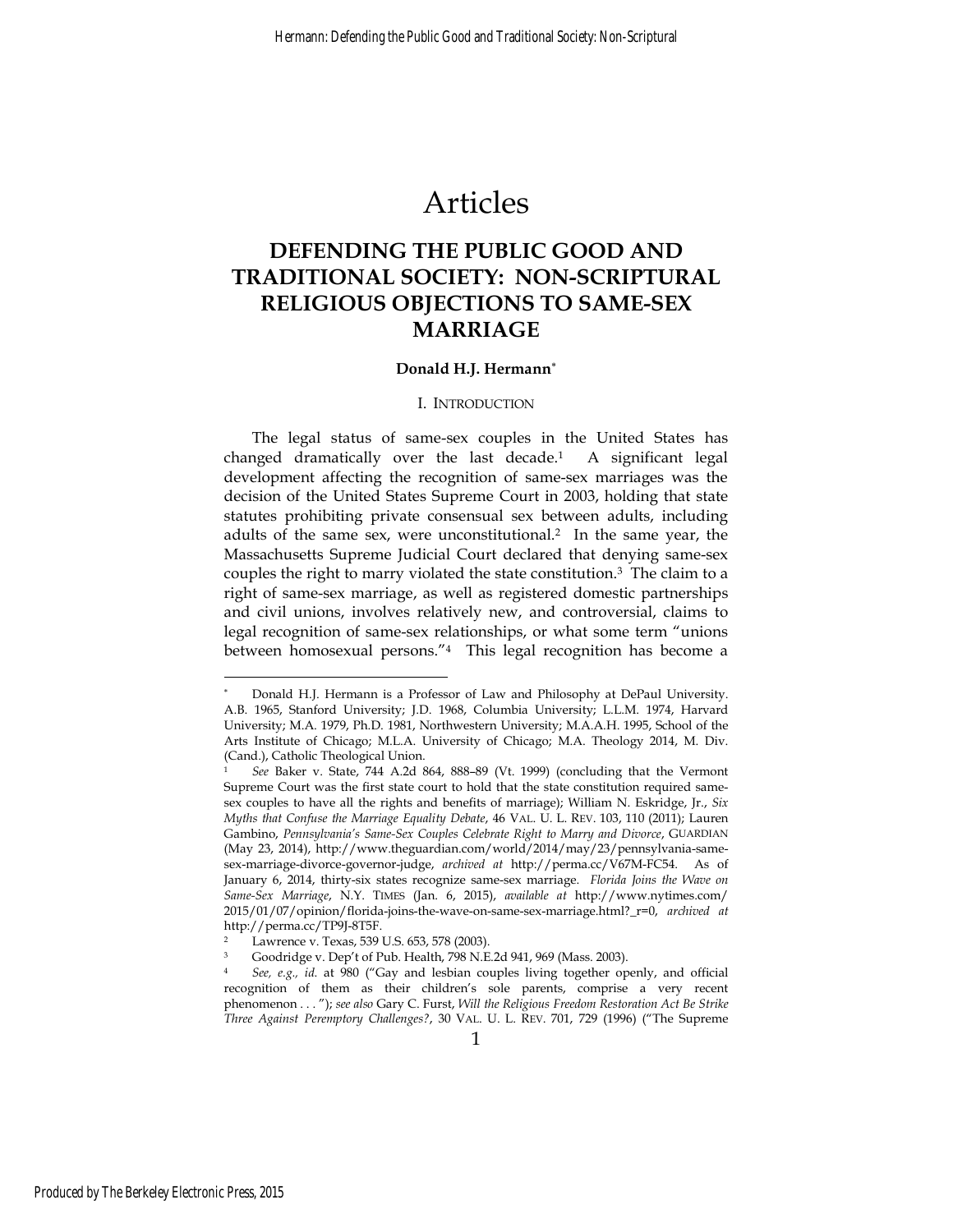# Articles

## DEFENDING THE PUBLIC GOOD AND TRADITIONAL SOCIETY: NON-SCRIPTURAL RELIGIOUS OBJECTIONS TO SAME-SEX MARRIAGE

**Donald H.J. Hermann***

### I. INTRODUCTION

The legal status of same-sex couples in the United States has changed dramatically over the last decade.[1] A significant legal development affecting the recognition of same-sex marriages was the decision of the United States Supreme Court in 2003, holding that state statutes prohibiting private consensual sex between adults, including adults of the same sex, were unconstitutional.[2] In the same year, the Massachusetts Supreme Judicial Court declared that denying same-sex couples the right to marry violated the state constitution.[3] The claim to a right of same-sex marriage, as well as registered domestic partnerships and civil unions, involves relatively new, and controversial, claims to legal recognition of same-sex relationships, or what some term "unions between homosexual persons."[4] This legal recognition has become a

---

\* Donald H.J. Hermann is a Professor of Law and Philosophy at DePaul University. A.B. 1965, Stanford University; J.D. 1968, Columbia University; L.L.M. 1974, Harvard University; M.A. 1979, Ph.D. 1981, Northwestern University; M.A.A.H. 1995, School of the Arts Institute of Chicago; M.L.A. University of Chicago; M.A. Theology 2014, M. Div. (Cand.), Catholic Theological Union.

[1] *See* Baker v. State, 744 A.2d 864, 888–89 (Vt. 1999) (concluding that the Vermont Supreme Court was the first state court to hold that the state constitution required same-sex couples to have all the rights and benefits of marriage); William N. Eskridge, Jr., *Six Myths that Confuse the Marriage Equality Debate*, 46 VAL. U. L. REV. 103, 110 (2011); Lauren Gambino, *Pennsylvania's Same-Sex Couples Celebrate Right to Marry and Divorce*, GUARDIAN (May 23, 2014), http://www.theguardian.com/world/2014/may/23/pennsylvania-same-sex-marriage-divorce-governor-judge, *archived at* http://perma.cc/V67M-FC54. As of January 6, 2014, thirty-six states recognize same-sex marriage. *Florida Joins the Wave on Same-Sex Marriage*, N.Y. TIMES (Jan. 6, 2015), *available at* http://www.nytimes.com/2015/01/07/opinion/florida-joins-the-wave-on-same-sex-marriage.html?_r=0, *archived at* http://perma.cc/TP9J-8T5F.

[2] Lawrence v. Texas, 539 U.S. 653, 578 (2003).

[3] Goodridge v. Dep't of Pub. Health, 798 N.E.2d 941, 969 (Mass. 2003).

[4] *See, e.g.*, *id.* at 980 ("Gay and lesbian couples living together openly, and official recognition of them as their children's sole parents, comprise a very recent phenomenon . . . "); *see also* Gary C. Furst, *Will the Religious Freedom Restoration Act Be Strike Three Against Peremptory Challenges?*, 30 VAL. U. L. REV. 701, 729 (1996) ("The Supreme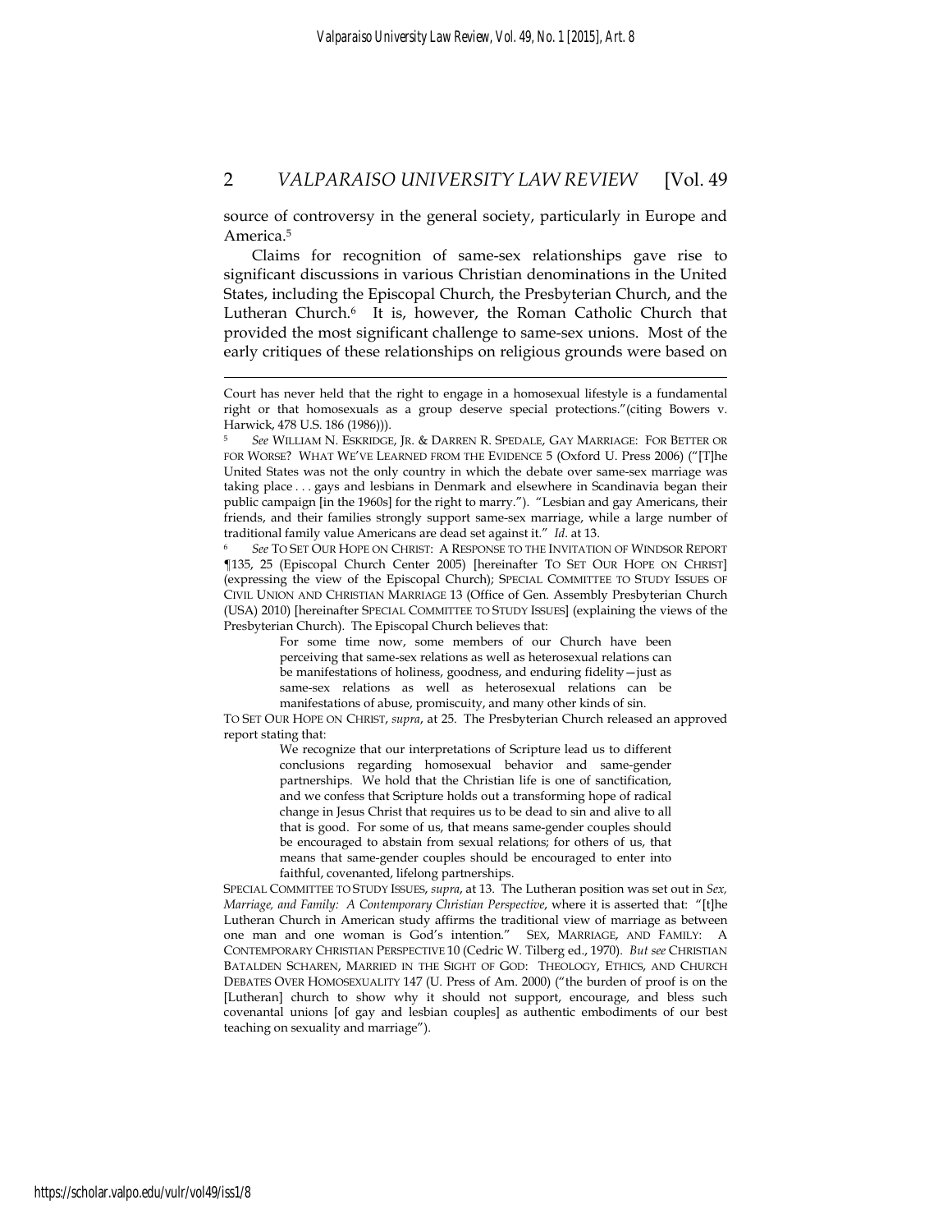source of controversy in the general society, particularly in Europe and America.[5]

Claims for recognition of same-sex relationships gave rise to significant discussions in various Christian denominations in the United States, including the Episcopal Church, the Presbyterian Church, and the Lutheran Church.[6] It is, however, the Roman Catholic Church that provided the most significant challenge to same-sex unions. Most of the early critiques of these relationships on religious grounds were based on

---

Court has never held that the right to engage in a homosexual lifestyle is a fundamental right or that homosexuals as a group deserve special protections."(citing Bowers v. Harwick, 478 U.S. 186 (1986))).

[5] *See* WILLIAM N. ESKRIDGE, JR. & DARREN R. SPEDALE, GAY MARRIAGE: FOR BETTER OR FOR WORSE? WHAT WE'VE LEARNED FROM THE EVIDENCE 5 (Oxford U. Press 2006) ("[T]he United States was not the only country in which the debate over same-sex marriage was taking place . . . gays and lesbians in Denmark and elsewhere in Scandinavia began their public campaign [in the 1960s] for the right to marry."). "Lesbian and gay Americans, their friends, and their families strongly support same-sex marriage, while a large number of traditional family value Americans are dead set against it." *Id.* at 13.

[6] *See* TO SET OUR HOPE ON CHRIST: A RESPONSE TO THE INVITATION OF WINDSOR REPORT ¶135, 25 (Episcopal Church Center 2005) [hereinafter TO SET OUR HOPE ON CHRIST] (expressing the view of the Episcopal Church); SPECIAL COMMITTEE TO STUDY ISSUES OF CIVIL UNION AND CHRISTIAN MARRIAGE 13 (Office of Gen. Assembly Presbyterian Church (USA) 2010) [hereinafter SPECIAL COMMITTEE TO STUDY ISSUES] (explaining the views of the Presbyterian Church). The Episcopal Church believes that:

> For some time now, some members of our Church have been perceiving that same-sex relations as well as heterosexual relations can be manifestations of holiness, goodness, and enduring fidelity—just as same-sex relations as well as heterosexual relations can be manifestations of abuse, promiscuity, and many other kinds of sin.

TO SET OUR HOPE ON CHRIST, *supra*, at 25. The Presbyterian Church released an approved report stating that:

> We recognize that our interpretations of Scripture lead us to different conclusions regarding homosexual behavior and same-gender partnerships. We hold that the Christian life is one of sanctification, and we confess that Scripture holds out a transforming hope of radical change in Jesus Christ that requires us to be dead to sin and alive to all that is good. For some of us, that means same-gender couples should be encouraged to abstain from sexual relations; for others of us, that means that same-gender couples should be encouraged to enter into faithful, covenanted, lifelong partnerships.

SPECIAL COMMITTEE TO STUDY ISSUES, *supra*, at 13. The Lutheran position was set out in *Sex, Marriage, and Family: A Contemporary Christian Perspective*, where it is asserted that: "[t]he Lutheran Church in American study affirms the traditional view of marriage as between one man and one woman is God's intention." SEX, MARRIAGE, AND FAMILY: A CONTEMPORARY CHRISTIAN PERSPECTIVE 10 (Cedric W. Tilberg ed., 1970). *But see* CHRISTIAN BATALDEN SCHAREN, MARRIED IN THE SIGHT OF GOD: THEOLOGY, ETHICS, AND CHURCH DEBATES OVER HOMOSEXUALITY 147 (U. Press of Am. 2000) ("the burden of proof is on the [Lutheran] church to show why it should not support, encourage, and bless such covenantal unions [of gay and lesbian couples] as authentic embodiments of our best teaching on sexuality and marriage").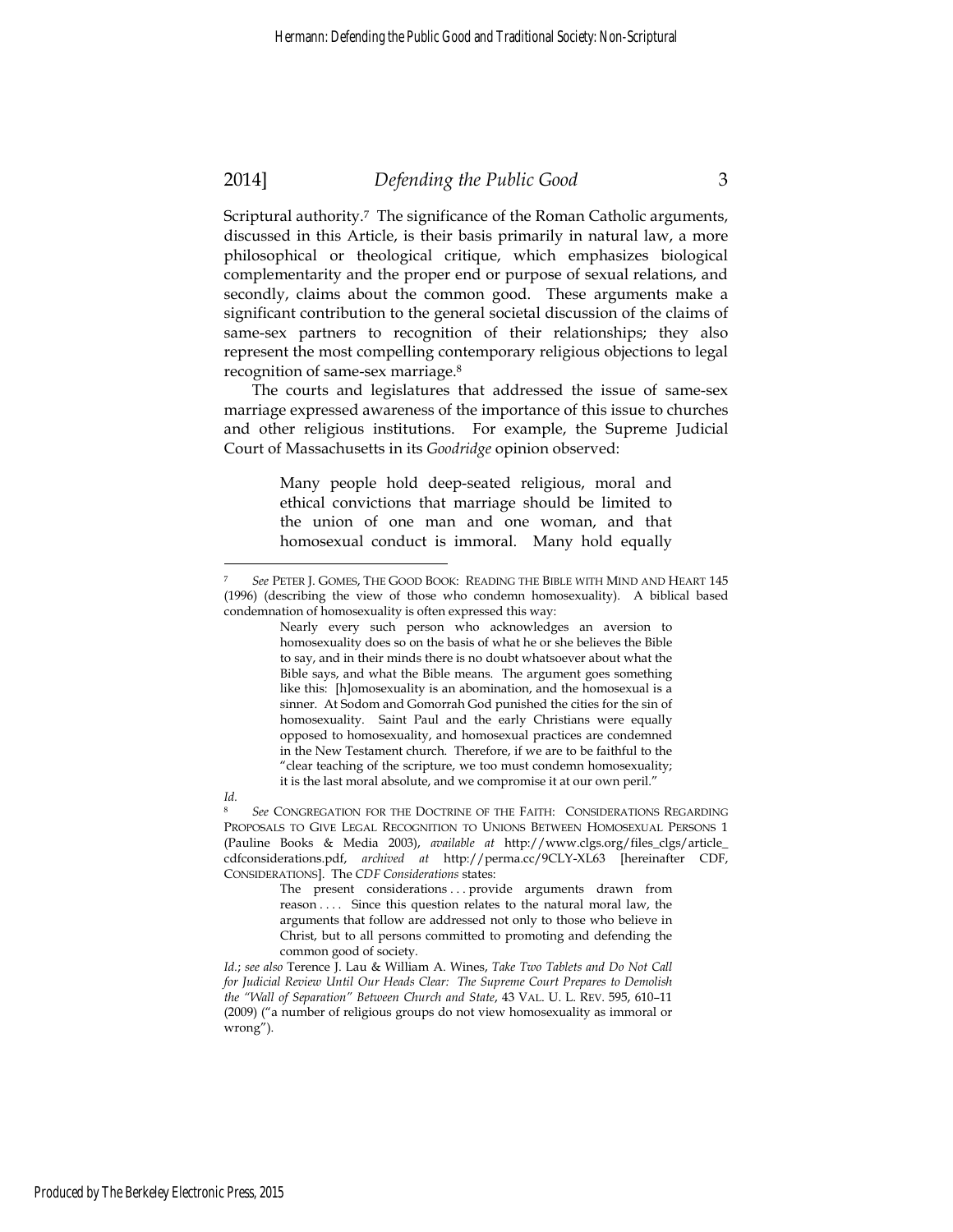Scriptural authority.[7] The significance of the Roman Catholic arguments, discussed in this Article, is their basis primarily in natural law, a more philosophical or theological critique, which emphasizes biological complementarity and the proper end or purpose of sexual relations, and secondly, claims about the common good. These arguments make a significant contribution to the general societal discussion of the claims of same-sex partners to recognition of their relationships; they also represent the most compelling contemporary religious objections to legal recognition of same-sex marriage.[8]

The courts and legislatures that addressed the issue of same-sex marriage expressed awareness of the importance of this issue to churches and other religious institutions. For example, the Supreme Judicial Court of Massachusetts in its *Goodridge* opinion observed:

> Many people hold deep-seated religious, moral and ethical convictions that marriage should be limited to the union of one man and one woman, and that homosexual conduct is immoral. Many hold equally

---

[7] *See* PETER J. GOMES, THE GOOD BOOK: READING THE BIBLE WITH MIND AND HEART 145 (1996) (describing the view of those who condemn homosexuality). A biblical based condemnation of homosexuality is often expressed this way:

> Nearly every such person who acknowledges an aversion to homosexuality does so on the basis of what he or she believes the Bible to say, and in their minds there is no doubt whatsoever about what the Bible says, and what the Bible means. The argument goes something like this: [h]omosexuality is an abomination, and the homosexual is a sinner. At Sodom and Gomorrah God punished the cities for the sin of homosexuality. Saint Paul and the early Christians were equally opposed to homosexuality, and homosexual practices are condemned in the New Testament church. Therefore, if we are to be faithful to the "clear teaching of the scripture, we too must condemn homosexuality; it is the last moral absolute, and we compromise it at our own peril."

*Id.*

[8] *See* CONGREGATION FOR THE DOCTRINE OF THE FAITH: CONSIDERATIONS REGARDING PROPOSALS TO GIVE LEGAL RECOGNITION TO UNIONS BETWEEN HOMOSEXUAL PERSONS 1 (Pauline Books & Media 2003), *available at* http://www.clgs.org/files_clgs/article_cdfconsiderations.pdf, *archived at* http://perma.cc/9CLY-XL63 [hereinafter CDF, CONSIDERATIONS]. The *CDF Considerations* states:

> The present considerations . . . provide arguments drawn from reason . . . . Since this question relates to the natural moral law, the arguments that follow are addressed not only to those who believe in Christ, but to all persons committed to promoting and defending the common good of society.

*Id.*; *see also* Terence J. Lau & William A. Wines, *Take Two Tablets and Do Not Call for Judicial Review Until Our Heads Clear: The Supreme Court Prepares to Demolish the "Wall of Separation" Between Church and State*, 43 VAL. U. L. REV. 595, 610–11 (2009) ("a number of religious groups do not view homosexuality as immoral or wrong").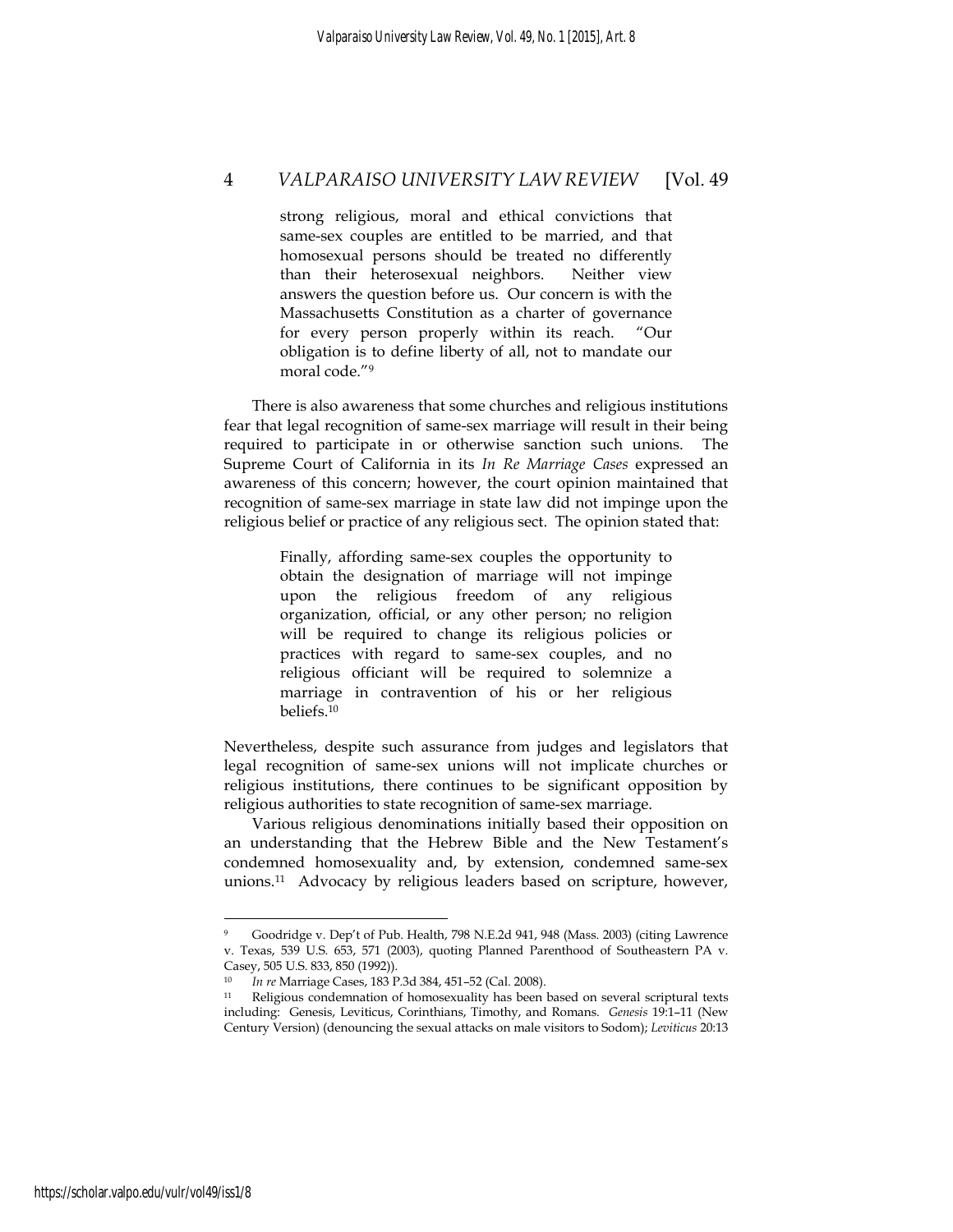> strong religious, moral and ethical convictions that same-sex couples are entitled to be married, and that homosexual persons should be treated no differently than their heterosexual neighbors. Neither view answers the question before us. Our concern is with the Massachusetts Constitution as a charter of governance for every person properly within its reach. "Our obligation is to define liberty of all, not to mandate our moral code."[9]

There is also awareness that some churches and religious institutions fear that legal recognition of same-sex marriage will result in their being required to participate in or otherwise sanction such unions. The Supreme Court of California in its *In Re Marriage Cases* expressed an awareness of this concern; however, the court opinion maintained that recognition of same-sex marriage in state law did not impinge upon the religious belief or practice of any religious sect. The opinion stated that:

> Finally, affording same-sex couples the opportunity to obtain the designation of marriage will not impinge upon the religious freedom of any religious organization, official, or any other person; no religion will be required to change its religious policies or practices with regard to same-sex couples, and no religious officiant will be required to solemnize a marriage in contravention of his or her religious beliefs.[10]

Nevertheless, despite such assurance from judges and legislators that legal recognition of same-sex unions will not implicate churches or religious institutions, there continues to be significant opposition by religious authorities to state recognition of same-sex marriage.

Various religious denominations initially based their opposition on an understanding that the Hebrew Bible and the New Testament's condemned homosexuality and, by extension, condemned same-sex unions.[11] Advocacy by religious leaders based on scripture, however,

---

[9] Goodridge v. Dep't of Pub. Health, 798 N.E.2d 941, 948 (Mass. 2003) (citing Lawrence v. Texas, 539 U.S. 653, 571 (2003), quoting Planned Parenthood of Southeastern PA v. Casey, 505 U.S. 833, 850 (1992)).

[10] *In re* Marriage Cases, 183 P.3d 384, 451–52 (Cal. 2008).

[11] Religious condemnation of homosexuality has been based on several scriptural texts including: Genesis, Leviticus, Corinthians, Timothy, and Romans. *Genesis* 19:1–11 (New Century Version) (denouncing the sexual attacks on male visitors to Sodom); *Leviticus* 20:13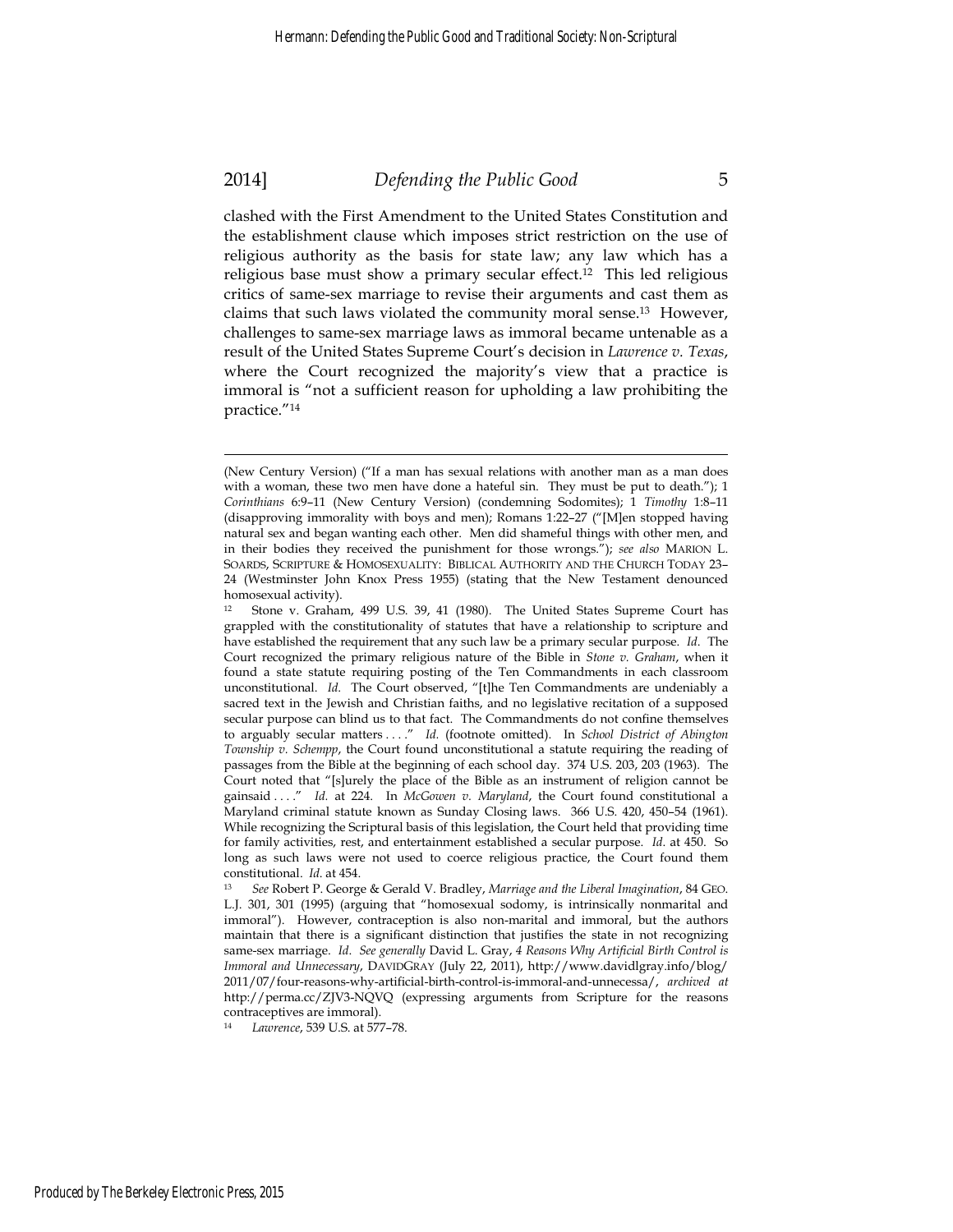clashed with the First Amendment to the United States Constitution and the establishment clause which imposes strict restriction on the use of religious authority as the basis for state law; any law which has a religious base must show a primary secular effect.[12] This led religious critics of same-sex marriage to revise their arguments and cast them as claims that such laws violated the community moral sense.[13] However, challenges to same-sex marriage laws as immoral became untenable as a result of the United States Supreme Court's decision in *Lawrence v. Texas*, where the Court recognized the majority's view that a practice is immoral is "not a sufficient reason for upholding a law prohibiting the practice."[14]

---

(New Century Version) ("If a man has sexual relations with another man as a man does with a woman, these two men have done a hateful sin. They must be put to death."); 1 *Corinthians* 6:9–11 (New Century Version) (condemning Sodomites); 1 *Timothy* 1:8–11 (disapproving immorality with boys and men); Romans 1:22–27 ("[M]en stopped having natural sex and began wanting each other. Men did shameful things with other men, and in their bodies they received the punishment for those wrongs."); *see also* MARION L. SOARDS, SCRIPTURE & HOMOSEXUALITY: BIBLICAL AUTHORITY AND THE CHURCH TODAY 23–24 (Westminster John Knox Press 1955) (stating that the New Testament denounced homosexual activity).

[12] Stone v. Graham, 499 U.S. 39, 41 (1980). The United States Supreme Court has grappled with the constitutionality of statutes that have a relationship to scripture and have established the requirement that any such law be a primary secular purpose. *Id.* The Court recognized the primary religious nature of the Bible in *Stone v. Graham*, when it found a state statute requiring posting of the Ten Commandments in each classroom unconstitutional. *Id.* The Court observed, "[t]he Ten Commandments are undeniably a sacred text in the Jewish and Christian faiths, and no legislative recitation of a supposed secular purpose can blind us to that fact. The Commandments do not confine themselves to arguably secular matters . . . ." *Id.* (footnote omitted). In *School District of Abington Township v. Schempp*, the Court found unconstitutional a statute requiring the reading of passages from the Bible at the beginning of each school day. 374 U.S. 203, 203 (1963). The Court noted that "[s]urely the place of the Bible as an instrument of religion cannot be gainsaid . . . ." *Id.* at 224. In *McGowen v. Maryland*, the Court found constitutional a Maryland criminal statute known as Sunday Closing laws. 366 U.S. 420, 450–54 (1961). While recognizing the Scriptural basis of this legislation, the Court held that providing time for family activities, rest, and entertainment established a secular purpose. *Id.* at 450. So long as such laws were not used to coerce religious practice, the Court found them constitutional. *Id.* at 454.

[13] *See* Robert P. George & Gerald V. Bradley, *Marriage and the Liberal Imagination*, 84 GEO. L.J. 301, 301 (1995) (arguing that "homosexual sodomy, is intrinsically nonmarital and immoral"). However, contraception is also non-marital and immoral, but the authors maintain that there is a significant distinction that justifies the state in not recognizing same-sex marriage. *Id.* *See generally* David L. Gray, *4 Reasons Why Artificial Birth Control is Immoral and Unnecessary*, DAVIDGRAY (July 22, 2011), http://www.davidlgray.info/blog/2011/07/four-reasons-why-artificial-birth-control-is-immoral-and-unnecessa/, *archived at* http://perma.cc/ZJV3-NQVQ (expressing arguments from Scripture for the reasons contraceptives are immoral).

[14] *Lawrence*, 539 U.S. at 577–78.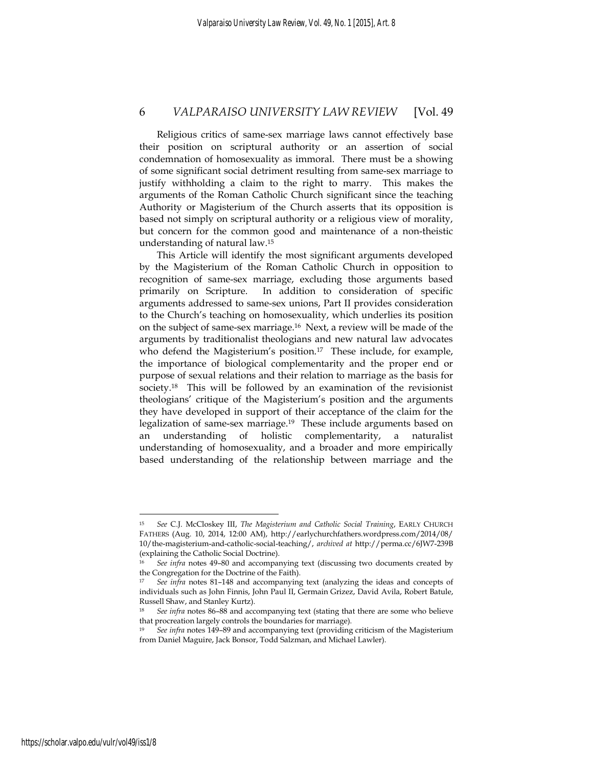Religious critics of same-sex marriage laws cannot effectively base their position on scriptural authority or an assertion of social condemnation of homosexuality as immoral. There must be a showing of some significant social detriment resulting from same-sex marriage to justify withholding a claim to the right to marry. This makes the arguments of the Roman Catholic Church significant since the teaching Authority or Magisterium of the Church asserts that its opposition is based not simply on scriptural authority or a religious view of morality, but concern for the common good and maintenance of a non-theistic understanding of natural law.[15]

This Article will identify the most significant arguments developed by the Magisterium of the Roman Catholic Church in opposition to recognition of same-sex marriage, excluding those arguments based primarily on Scripture. In addition to consideration of specific arguments addressed to same-sex unions, Part II provides consideration to the Church's teaching on homosexuality, which underlies its position on the subject of same-sex marriage.[16] Next, a review will be made of the arguments by traditionalist theologians and new natural law advocates who defend the Magisterium's position.[17] These include, for example, the importance of biological complementarity and the proper end or purpose of sexual relations and their relation to marriage as the basis for society.[18] This will be followed by an examination of the revisionist theologians' critique of the Magisterium's position and the arguments they have developed in support of their acceptance of the claim for the legalization of same-sex marriage.[19] These include arguments based on an understanding of holistic complementarity, a naturalist understanding of homosexuality, and a broader and more empirically based understanding of the relationship between marriage and the

---

[15] *See* C.J. McCloskey III, *The Magisterium and Catholic Social Training*, EARLY CHURCH FATHERS (Aug. 10, 2014, 12:00 AM), http://earlychurchfathers.wordpress.com/2014/08/10/the-magisterium-and-catholic-social-teaching/, *archived at* http://perma.cc/6JW7-239B (explaining the Catholic Social Doctrine).

[16] *See infra* notes 49–80 and accompanying text (discussing two documents created by the Congregation for the Doctrine of the Faith).

[17] *See infra* notes 81–148 and accompanying text (analyzing the ideas and concepts of individuals such as John Finnis, John Paul II, Germain Grizez, David Avila, Robert Batule, Russell Shaw, and Stanley Kurtz).

[18] *See infra* notes 86–88 and accompanying text (stating that there are some who believe that procreation largely controls the boundaries for marriage).

[19] *See infra* notes 149–89 and accompanying text (providing criticism of the Magisterium from Daniel Maguire, Jack Bonsor, Todd Salzman, and Michael Lawler).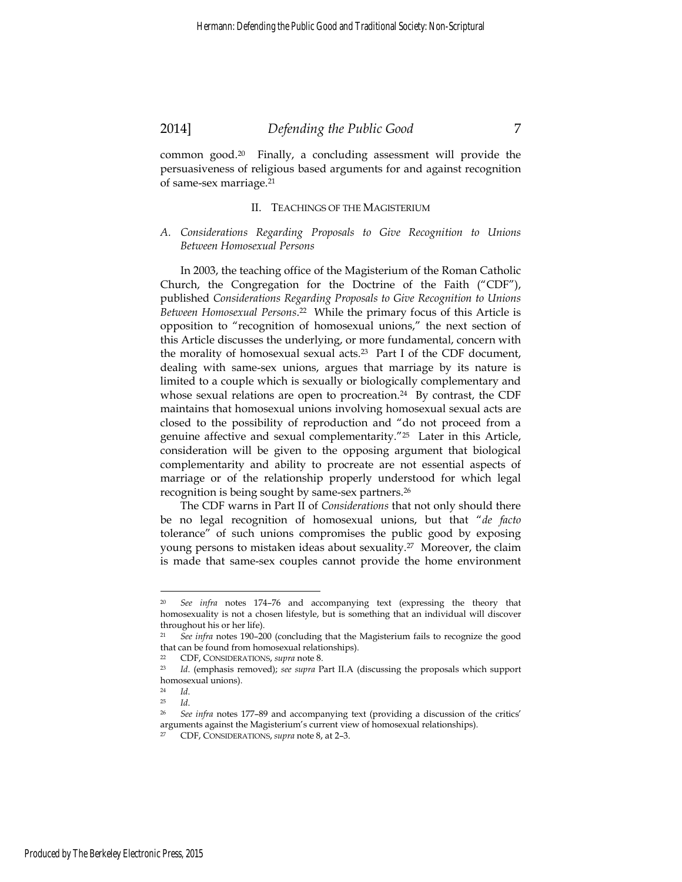common good.[20] Finally, a concluding assessment will provide the persuasiveness of religious based arguments for and against recognition of same-sex marriage.[21]

## II. TEACHINGS OF THE MAGISTERIUM

### *A. Considerations Regarding Proposals to Give Recognition to Unions Between Homosexual Persons*

In 2003, the teaching office of the Magisterium of the Roman Catholic Church, the Congregation for the Doctrine of the Faith ("CDF"), published *Considerations Regarding Proposals to Give Recognition to Unions Between Homosexual Persons*.[22] While the primary focus of this Article is opposition to "recognition of homosexual unions," the next section of this Article discusses the underlying, or more fundamental, concern with the morality of homosexual sexual acts.[23] Part I of the CDF document, dealing with same-sex unions, argues that marriage by its nature is limited to a couple which is sexually or biologically complementary and whose sexual relations are open to procreation.[24] By contrast, the CDF maintains that homosexual unions involving homosexual sexual acts are closed to the possibility of reproduction and "do not proceed from a genuine affective and sexual complementarity."[25] Later in this Article, consideration will be given to the opposing argument that biological complementarity and ability to procreate are not essential aspects of marriage or of the relationship properly understood for which legal recognition is being sought by same-sex partners.[26]

The CDF warns in Part II of *Considerations* that not only should there be no legal recognition of homosexual unions, but that "*de facto* tolerance" of such unions compromises the public good by exposing young persons to mistaken ideas about sexuality.[27] Moreover, the claim is made that same-sex couples cannot provide the home environment

---

[20] *See infra* notes 174–76 and accompanying text (expressing the theory that homosexuality is not a chosen lifestyle, but is something that an individual will discover throughout his or her life).

[21] *See infra* notes 190–200 (concluding that the Magisterium fails to recognize the good that can be found from homosexual relationships).

[22] CDF, CONSIDERATIONS, *supra* note 8.

[23] *Id.* (emphasis removed); *see supra* Part II.A (discussing the proposals which support homosexual unions).

[24] *Id.*

[25] *Id.*

[26] *See infra* notes 177–89 and accompanying text (providing a discussion of the critics' arguments against the Magisterium's current view of homosexual relationships).

[27] CDF, CONSIDERATIONS, *supra* note 8, at 2–3.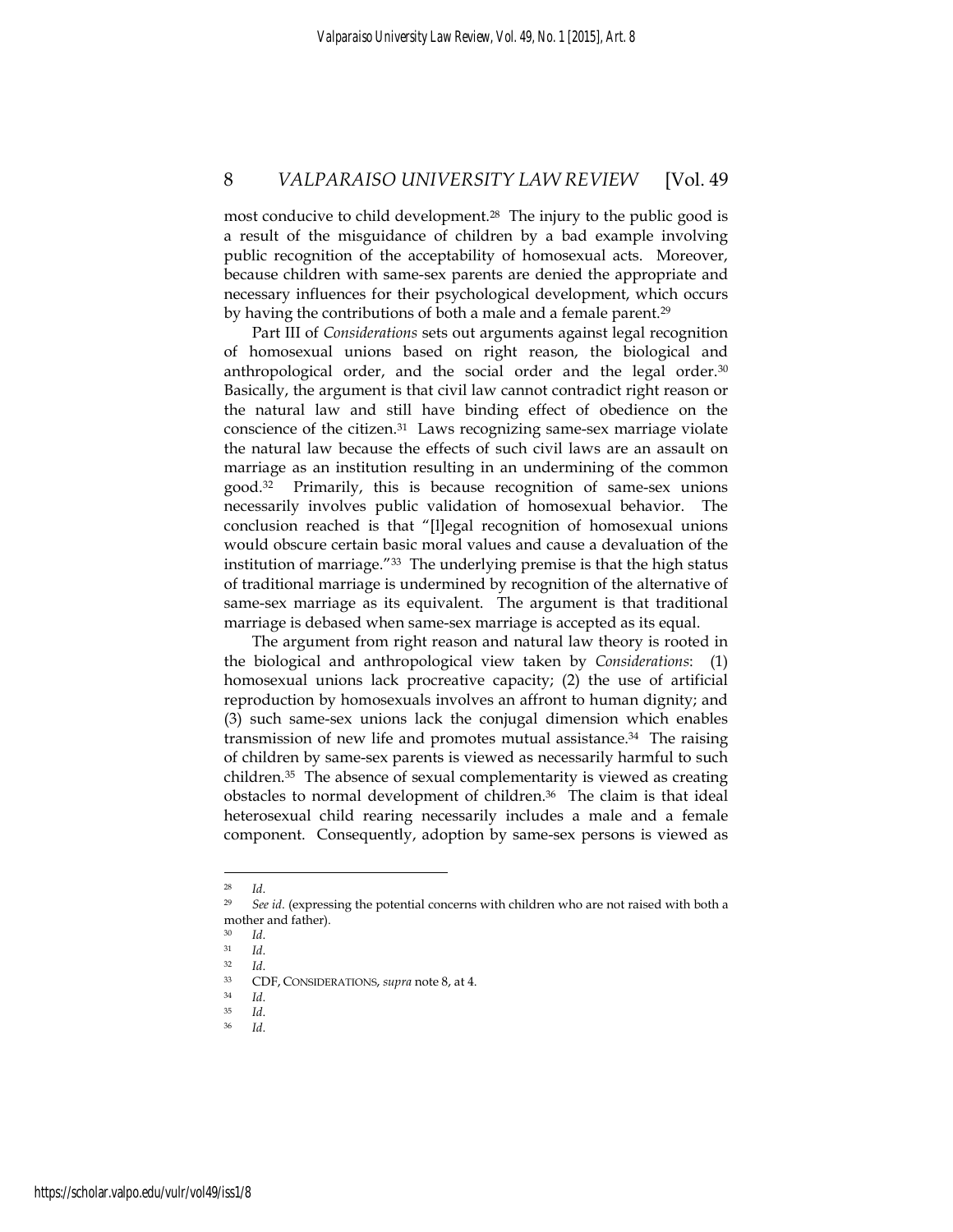most conducive to child development.[28] The injury to the public good is a result of the misguidance of children by a bad example involving public recognition of the acceptability of homosexual acts. Moreover, because children with same-sex parents are denied the appropriate and necessary influences for their psychological development, which occurs by having the contributions of both a male and a female parent.[29]

Part III of *Considerations* sets out arguments against legal recognition of homosexual unions based on right reason, the biological and anthropological order, and the social order and the legal order.[30] Basically, the argument is that civil law cannot contradict right reason or the natural law and still have binding effect of obedience on the conscience of the citizen.[31] Laws recognizing same-sex marriage violate the natural law because the effects of such civil laws are an assault on marriage as an institution resulting in an undermining of the common good.[32] Primarily, this is because recognition of same-sex unions necessarily involves public validation of homosexual behavior. The conclusion reached is that "[l]egal recognition of homosexual unions would obscure certain basic moral values and cause a devaluation of the institution of marriage."[33] The underlying premise is that the high status of traditional marriage is undermined by recognition of the alternative of same-sex marriage as its equivalent. The argument is that traditional marriage is debased when same-sex marriage is accepted as its equal.

The argument from right reason and natural law theory is rooted in the biological and anthropological view taken by *Considerations*: (1) homosexual unions lack procreative capacity; (2) the use of artificial reproduction by homosexuals involves an affront to human dignity; and (3) such same-sex unions lack the conjugal dimension which enables transmission of new life and promotes mutual assistance.[34] The raising of children by same-sex parents is viewed as necessarily harmful to such children.[35] The absence of sexual complementarity is viewed as creating obstacles to normal development of children.[36] The claim is that ideal heterosexual child rearing necessarily includes a male and a female component. Consequently, adoption by same-sex persons is viewed as

---

[28] *Id.*

[29] *See id.* (expressing the potential concerns with children who are not raised with both a mother and father).

[30] *Id.*

[31] *Id.*

[32] *Id.*

[33] CDF, CONSIDERATIONS, *supra* note 8, at 4.

[34] *Id.*

[35] *Id.*

[36] *Id.*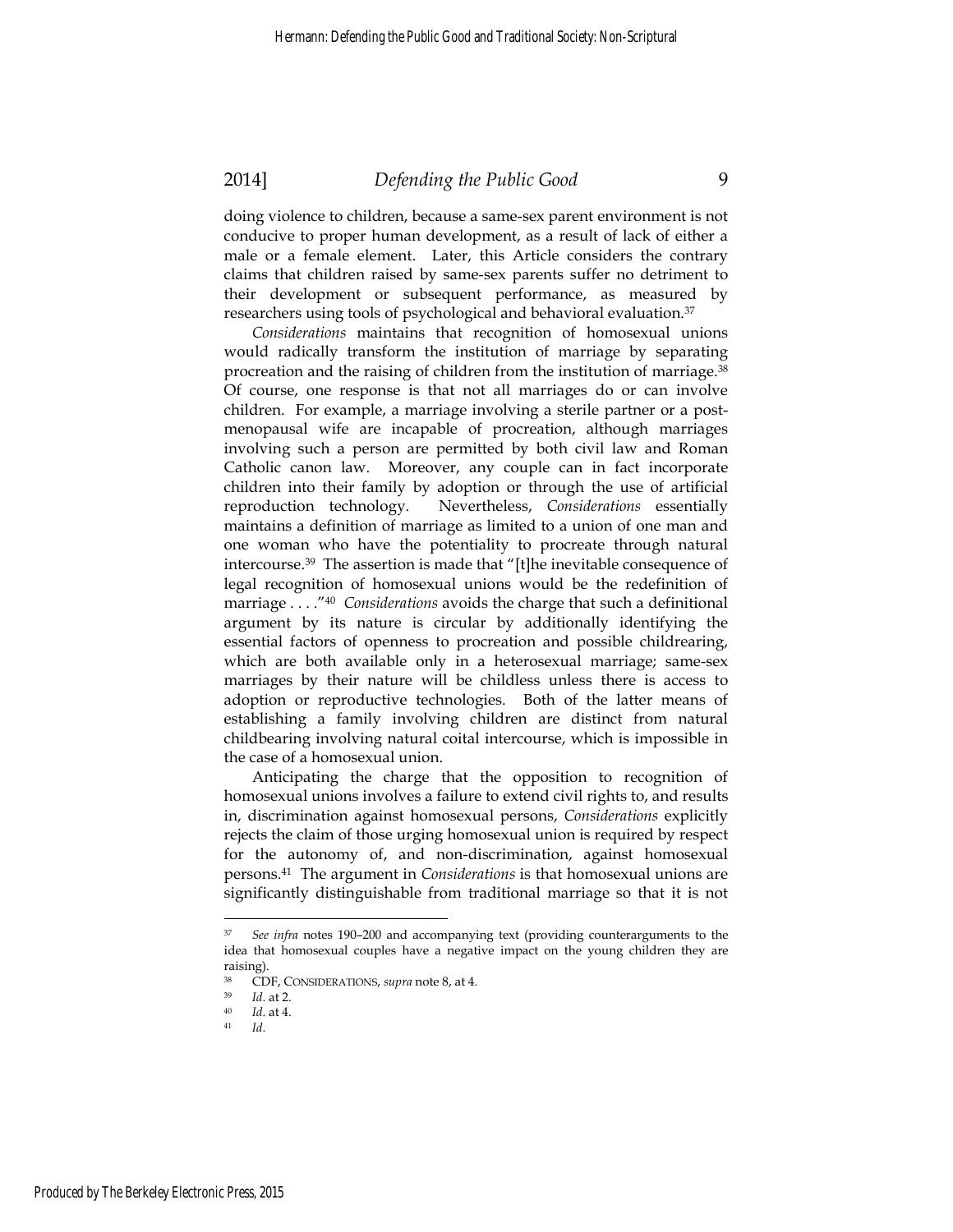doing violence to children, because a same-sex parent environment is not conducive to proper human development, as a result of lack of either a male or a female element. Later, this Article considers the contrary claims that children raised by same-sex parents suffer no detriment to their development or subsequent performance, as measured by researchers using tools of psychological and behavioral evaluation.[37]

*Considerations* maintains that recognition of homosexual unions would radically transform the institution of marriage by separating procreation and the raising of children from the institution of marriage.[38] Of course, one response is that not all marriages do or can involve children. For example, a marriage involving a sterile partner or a post-menopausal wife are incapable of procreation, although marriages involving such a person are permitted by both civil law and Roman Catholic canon law. Moreover, any couple can in fact incorporate children into their family by adoption or through the use of artificial reproduction technology. Nevertheless, *Considerations* essentially maintains a definition of marriage as limited to a union of one man and one woman who have the potentiality to procreate through natural intercourse.[39] The assertion is made that "[t]he inevitable consequence of legal recognition of homosexual unions would be the redefinition of marriage . . . ."[40] *Considerations* avoids the charge that such a definitional argument by its nature is circular by additionally identifying the essential factors of openness to procreation and possible childrearing, which are both available only in a heterosexual marriage; same-sex marriages by their nature will be childless unless there is access to adoption or reproductive technologies. Both of the latter means of establishing a family involving children are distinct from natural childbearing involving natural coital intercourse, which is impossible in the case of a homosexual union.

Anticipating the charge that the opposition to recognition of homosexual unions involves a failure to extend civil rights to, and results in, discrimination against homosexual persons, *Considerations* explicitly rejects the claim of those urging homosexual union is required by respect for the autonomy of, and non-discrimination, against homosexual persons.[41] The argument in *Considerations* is that homosexual unions are significantly distinguishable from traditional marriage so that it is not

---

[37] *See infra* notes 190–200 and accompanying text (providing counterarguments to the idea that homosexual couples have a negative impact on the young children they are raising).

[38] CDF, CONSIDERATIONS, *supra* note 8, at 4.

[39] *Id.* at 2.

[40] *Id.* at 4.

[41] *Id.*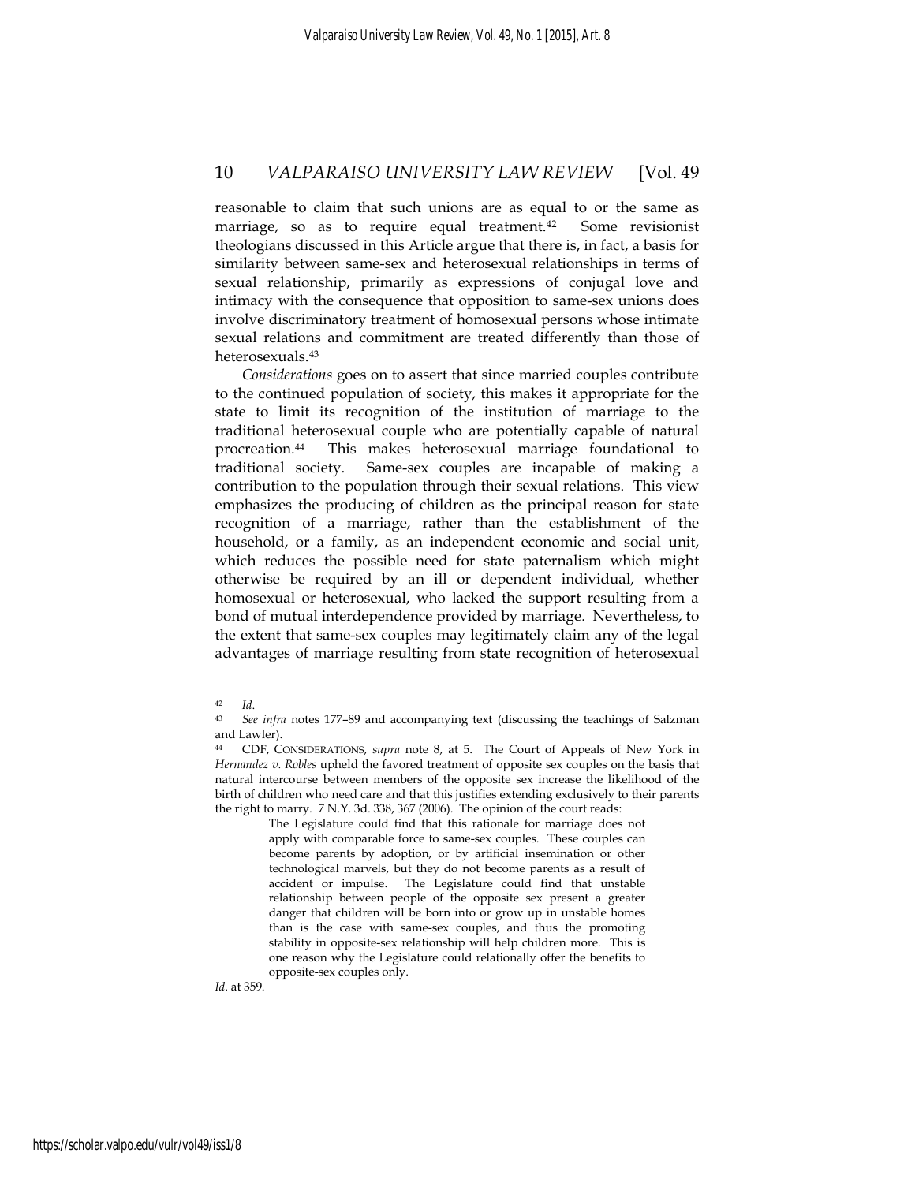reasonable to claim that such unions are as equal to or the same as marriage, so as to require equal treatment.[42] Some revisionist theologians discussed in this Article argue that there is, in fact, a basis for similarity between same-sex and heterosexual relationships in terms of sexual relationship, primarily as expressions of conjugal love and intimacy with the consequence that opposition to same-sex unions does involve discriminatory treatment of homosexual persons whose intimate sexual relations and commitment are treated differently than those of heterosexuals.[43]

*Considerations* goes on to assert that since married couples contribute to the continued population of society, this makes it appropriate for the state to limit its recognition of the institution of marriage to the traditional heterosexual couple who are potentially capable of natural procreation.[44] This makes heterosexual marriage foundational to traditional society. Same-sex couples are incapable of making a contribution to the population through their sexual relations. This view emphasizes the producing of children as the principal reason for state recognition of a marriage, rather than the establishment of the household, or a family, as an independent economic and social unit, which reduces the possible need for state paternalism which might otherwise be required by an ill or dependent individual, whether homosexual or heterosexual, who lacked the support resulting from a bond of mutual interdependence provided by marriage. Nevertheless, to the extent that same-sex couples may legitimately claim any of the legal advantages of marriage resulting from state recognition of heterosexual

---

[42] *Id.*

[43] *See infra* notes 177–89 and accompanying text (discussing the teachings of Salzman and Lawler).

[44] CDF, CONSIDERATIONS, *supra* note 8, at 5. The Court of Appeals of New York in *Hernandez v. Robles* upheld the favored treatment of opposite sex couples on the basis that natural intercourse between members of the opposite sex increase the likelihood of the birth of children who need care and that this justifies extending exclusively to their parents the right to marry. 7 N.Y. 3d. 338, 367 (2006). The opinion of the court reads:

> The Legislature could find that this rationale for marriage does not apply with comparable force to same-sex couples. These couples can become parents by adoption, or by artificial insemination or other technological marvels, but they do not become parents as a result of accident or impulse. The Legislature could find that unstable relationship between people of the opposite sex present a greater danger that children will be born into or grow up in unstable homes than is the case with same-sex couples, and thus the promoting stability in opposite-sex relationship will help children more. This is one reason why the Legislature could relationally offer the benefits to opposite-sex couples only.

*Id.* at 359.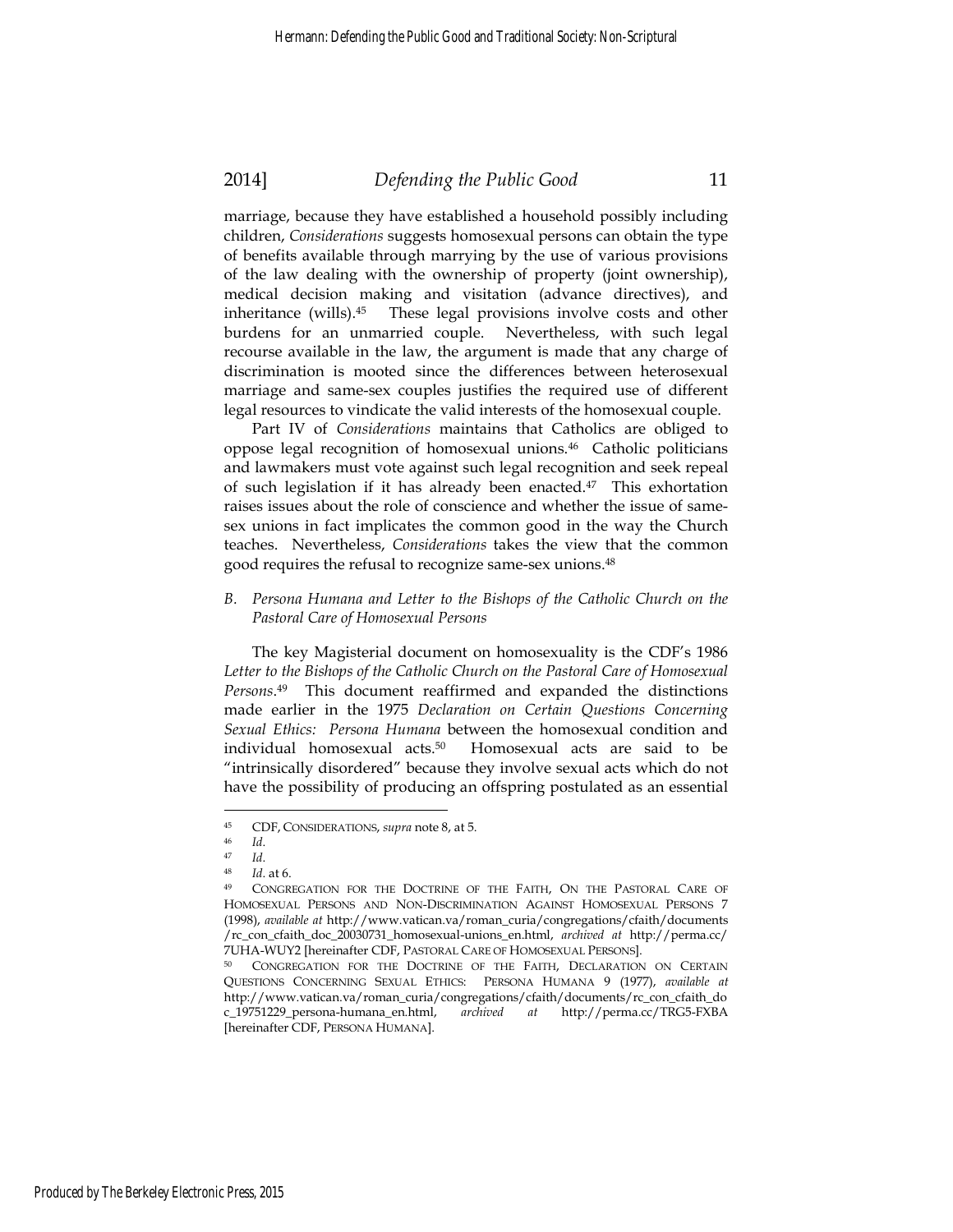marriage, because they have established a household possibly including children, *Considerations* suggests homosexual persons can obtain the type of benefits available through marrying by the use of various provisions of the law dealing with the ownership of property (joint ownership), medical decision making and visitation (advance directives), and inheritance (wills).[45] These legal provisions involve costs and other burdens for an unmarried couple. Nevertheless, with such legal recourse available in the law, the argument is made that any charge of discrimination is mooted since the differences between heterosexual marriage and same-sex couples justifies the required use of different legal resources to vindicate the valid interests of the homosexual couple.

Part IV of *Considerations* maintains that Catholics are obliged to oppose legal recognition of homosexual unions.[46] Catholic politicians and lawmakers must vote against such legal recognition and seek repeal of such legislation if it has already been enacted.[47] This exhortation raises issues about the role of conscience and whether the issue of same-sex unions in fact implicates the common good in the way the Church teaches. Nevertheless, *Considerations* takes the view that the common good requires the refusal to recognize same-sex unions.[48]

### *B. Persona Humana and Letter to the Bishops of the Catholic Church on the Pastoral Care of Homosexual Persons*

The key Magisterial document on homosexuality is the CDF's 1986 *Letter to the Bishops of the Catholic Church on the Pastoral Care of Homosexual Persons*.[49] This document reaffirmed and expanded the distinctions made earlier in the 1975 *Declaration on Certain Questions Concerning Sexual Ethics: Persona Humana* between the homosexual condition and individual homosexual acts.[50] Homosexual acts are said to be "intrinsically disordered" because they involve sexual acts which do not have the possibility of producing an offspring postulated as an essential

---

[45] CDF, CONSIDERATIONS, *supra* note 8, at 5.

[46] *Id.*

[47] *Id.*

[48] *Id.* at 6.

[49] CONGREGATION FOR THE DOCTRINE OF THE FAITH, ON THE PASTORAL CARE OF HOMOSEXUAL PERSONS AND NON-DISCRIMINATION AGAINST HOMOSEXUAL PERSONS 7 (1998), *available at* http://www.vatican.va/roman_curia/congregations/cfaith/documents/rc_con_cfaith_doc_20030731_homosexual-unions_en.html, *archived at* http://perma.cc/7UHA-WUY2 [hereinafter CDF, PASTORAL CARE OF HOMOSEXUAL PERSONS].

[50] CONGREGATION FOR THE DOCTRINE OF THE FAITH, DECLARATION ON CERTAIN QUESTIONS CONCERNING SEXUAL ETHICS: PERSONA HUMANA 9 (1977), *available at* http://www.vatican.va/roman_curia/congregations/cfaith/documents/rc_con_cfaith_doc_19751229_persona-humana_en.html, *archived at* http://perma.cc/TRG5-FXBA [hereinafter CDF, PERSONA HUMANA].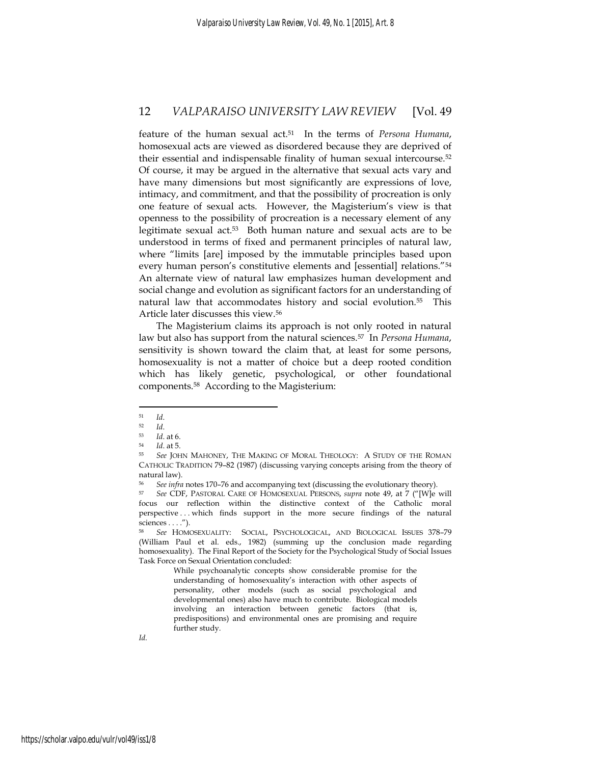feature of the human sexual act.[51] In the terms of *Persona Humana*, homosexual acts are viewed as disordered because they are deprived of their essential and indispensable finality of human sexual intercourse.[52] Of course, it may be argued in the alternative that sexual acts vary and have many dimensions but most significantly are expressions of love, intimacy, and commitment, and that the possibility of procreation is only one feature of sexual acts. However, the Magisterium's view is that openness to the possibility of procreation is a necessary element of any legitimate sexual act.[53] Both human nature and sexual acts are to be understood in terms of fixed and permanent principles of natural law, where "limits [are] imposed by the immutable principles based upon every human person's constitutive elements and [essential] relations."[54] An alternate view of natural law emphasizes human development and social change and evolution as significant factors for an understanding of natural law that accommodates history and social evolution.[55] This Article later discusses this view.[56]

The Magisterium claims its approach is not only rooted in natural law but also has support from the natural sciences.[57] In *Persona Humana*, sensitivity is shown toward the claim that, at least for some persons, homosexuality is not a matter of choice but a deep rooted condition which has likely genetic, psychological, or other foundational components.[58] According to the Magisterium:

---

[51] *Id.*

[52] *Id.*

[53] *Id.* at 6.

[54] *Id.* at 5.

[55] *See* JOHN MAHONEY, THE MAKING OF MORAL THEOLOGY: A STUDY OF THE ROMAN CATHOLIC TRADITION 79–82 (1987) (discussing varying concepts arising from the theory of natural law).

[56] *See infra* notes 170–76 and accompanying text (discussing the evolutionary theory).

[57] *See* CDF, PASTORAL CARE OF HOMOSEXUAL PERSONS, *supra* note 49, at 7 ("[W]e will focus our reflection within the distinctive context of the Catholic moral perspective . . . which finds support in the more secure findings of the natural sciences . . . .").

[58] *See* HOMOSEXUALITY: SOCIAL, PSYCHOLOGICAL, AND BIOLOGICAL ISSUES 378–79 (William Paul et al. eds., 1982) (summing up the conclusion made regarding homosexuality). The Final Report of the Society for the Psychological Study of Social Issues Task Force on Sexual Orientation concluded:

> While psychoanalytic concepts show considerable promise for the understanding of homosexuality's interaction with other aspects of personality, other models (such as social psychological and developmental ones) also have much to contribute. Biological models involving an interaction between genetic factors (that is, predispositions) and environmental ones are promising and require further study.

*Id.*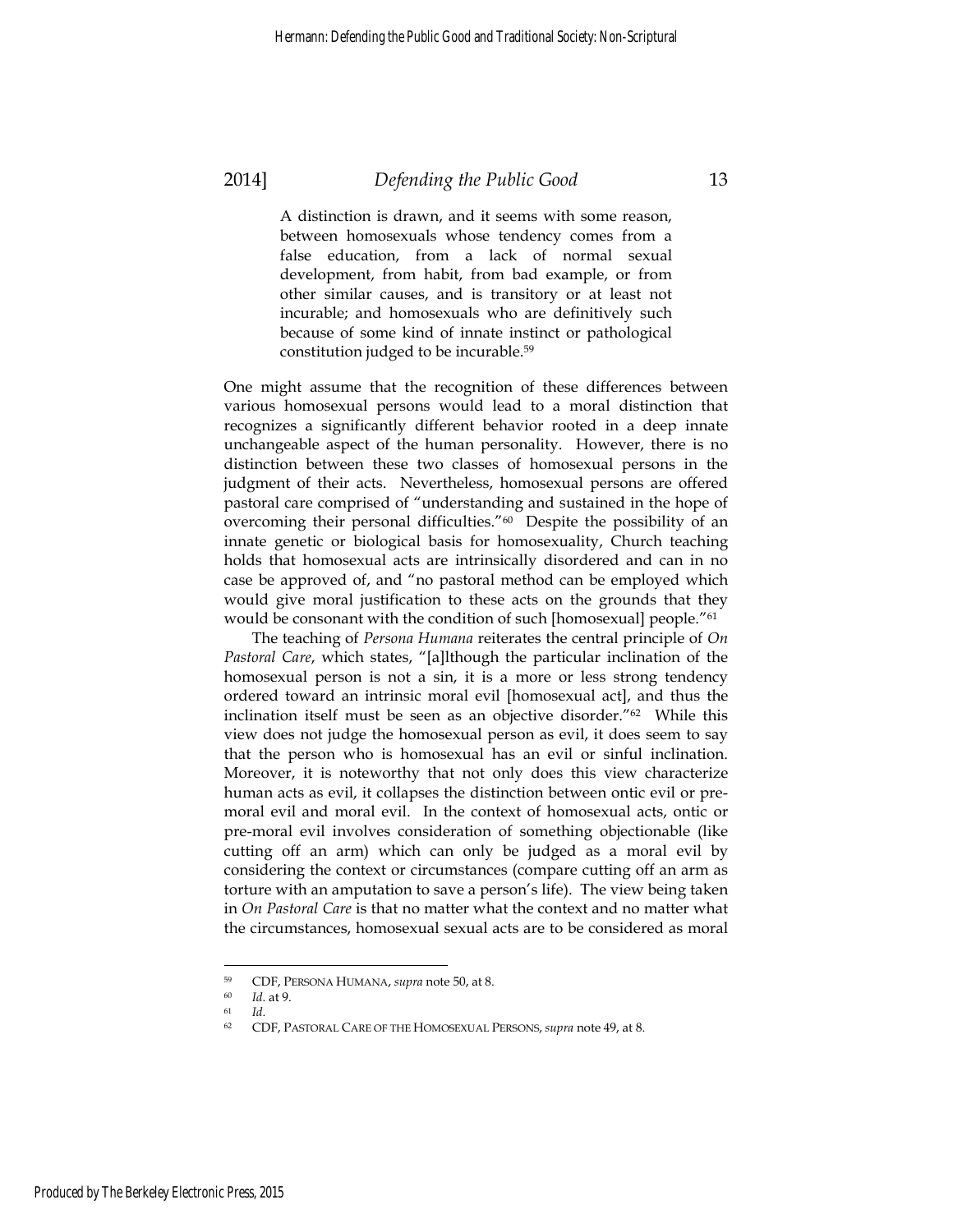> A distinction is drawn, and it seems with some reason, between homosexuals whose tendency comes from a false education, from a lack of normal sexual development, from habit, from bad example, or from other similar causes, and is transitory or at least not incurable; and homosexuals who are definitively such because of some kind of innate instinct or pathological constitution judged to be incurable.[59]

One might assume that the recognition of these differences between various homosexual persons would lead to a moral distinction that recognizes a significantly different behavior rooted in a deep innate unchangeable aspect of the human personality. However, there is no distinction between these two classes of homosexual persons in the judgment of their acts. Nevertheless, homosexual persons are offered pastoral care comprised of "understanding and sustained in the hope of overcoming their personal difficulties."[60] Despite the possibility of an innate genetic or biological basis for homosexuality, Church teaching holds that homosexual acts are intrinsically disordered and can in no case be approved of, and "no pastoral method can be employed which would give moral justification to these acts on the grounds that they would be consonant with the condition of such [homosexual] people."[61]

The teaching of *Persona Humana* reiterates the central principle of *On Pastoral Care*, which states, "[a]lthough the particular inclination of the homosexual person is not a sin, it is a more or less strong tendency ordered toward an intrinsic moral evil [homosexual act], and thus the inclination itself must be seen as an objective disorder."[62] While this view does not judge the homosexual person as evil, it does seem to say that the person who is homosexual has an evil or sinful inclination. Moreover, it is noteworthy that not only does this view characterize human acts as evil, it collapses the distinction between ontic evil or pre-moral evil and moral evil. In the context of homosexual acts, ontic or pre-moral evil involves consideration of something objectionable (like cutting off an arm) which can only be judged as a moral evil by considering the context or circumstances (compare cutting off an arm as torture with an amputation to save a person's life). The view being taken in *On Pastoral Care* is that no matter what the context and no matter what the circumstances, homosexual sexual acts are to be considered as moral

---

[59] CDF, PERSONA HUMANA, *supra* note 50, at 8.

[60] *Id.* at 9.

[61] *Id.*

[62] CDF, PASTORAL CARE OF THE HOMOSEXUAL PERSONS, *supra* note 49, at 8.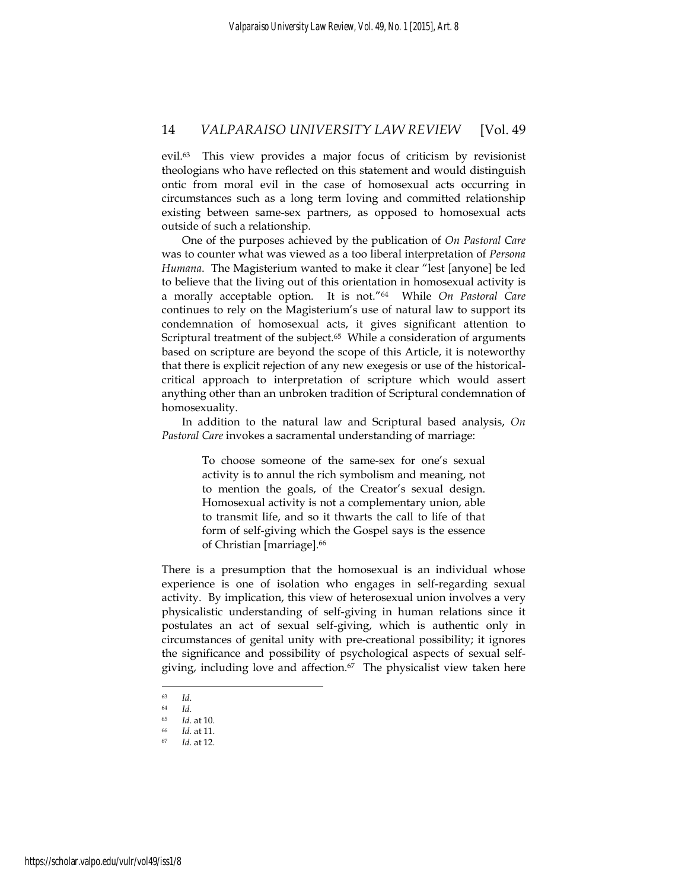evil.[63] This view provides a major focus of criticism by revisionist theologians who have reflected on this statement and would distinguish ontic from moral evil in the case of homosexual acts occurring in circumstances such as a long term loving and committed relationship existing between same-sex partners, as opposed to homosexual acts outside of such a relationship.

One of the purposes achieved by the publication of *On Pastoral Care* was to counter what was viewed as a too liberal interpretation of *Persona Humana*. The Magisterium wanted to make it clear "lest [anyone] be led to believe that the living out of this orientation in homosexual activity is a morally acceptable option. It is not."[64] While *On Pastoral Care* continues to rely on the Magisterium's use of natural law to support its condemnation of homosexual acts, it gives significant attention to Scriptural treatment of the subject.[65] While a consideration of arguments based on scripture are beyond the scope of this Article, it is noteworthy that there is explicit rejection of any new exegesis or use of the historical-critical approach to interpretation of scripture which would assert anything other than an unbroken tradition of Scriptural condemnation of homosexuality.

In addition to the natural law and Scriptural based analysis, *On Pastoral Care* invokes a sacramental understanding of marriage:

> To choose someone of the same-sex for one's sexual activity is to annul the rich symbolism and meaning, not to mention the goals, of the Creator's sexual design. Homosexual activity is not a complementary union, able to transmit life, and so it thwarts the call to life of that form of self-giving which the Gospel says is the essence of Christian [marriage].[66]

There is a presumption that the homosexual is an individual whose experience is one of isolation who engages in self-regarding sexual activity. By implication, this view of heterosexual union involves a very physicalistic understanding of self-giving in human relations since it postulates an act of sexual self-giving, which is authentic only in circumstances of genital unity with pre-creational possibility; it ignores the significance and possibility of psychological aspects of sexual self-giving, including love and affection.[67] The physicalist view taken here

---

[63] *Id.*

[64] *Id.*

[65] *Id.* at 10.

[66] *Id.* at 11.

[67] *Id.* at 12.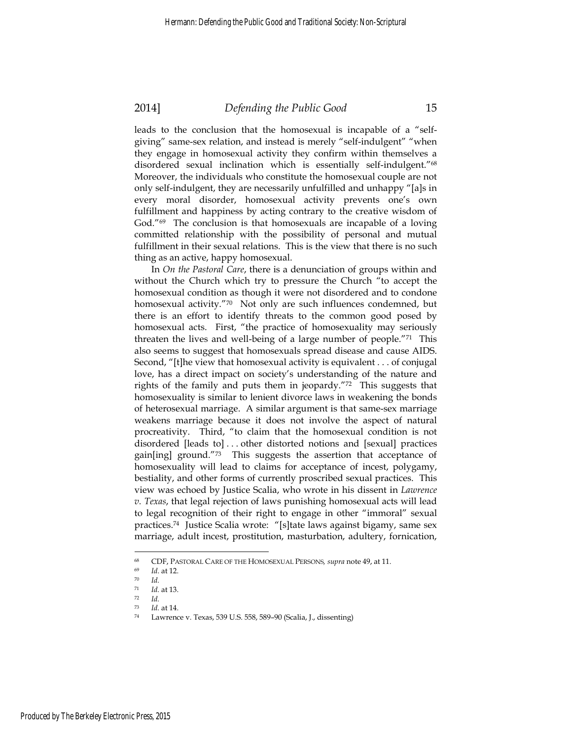leads to the conclusion that the homosexual is incapable of a "self-giving" same-sex relation, and instead is merely "self-indulgent" "when they engage in homosexual activity they confirm within themselves a disordered sexual inclination which is essentially self-indulgent."[68] Moreover, the individuals who constitute the homosexual couple are not only self-indulgent, they are necessarily unfulfilled and unhappy "[a]s in every moral disorder, homosexual activity prevents one's own fulfillment and happiness by acting contrary to the creative wisdom of God."[69] The conclusion is that homosexuals are incapable of a loving committed relationship with the possibility of personal and mutual fulfillment in their sexual relations. This is the view that there is no such thing as an active, happy homosexual.

In *On the Pastoral Care*, there is a denunciation of groups within and without the Church which try to pressure the Church "to accept the homosexual condition as though it were not disordered and to condone homosexual activity."[70] Not only are such influences condemned, but there is an effort to identify threats to the common good posed by homosexual acts. First, "the practice of homosexuality may seriously threaten the lives and well-being of a large number of people."[71] This also seems to suggest that homosexuals spread disease and cause AIDS. Second, "[t]he view that homosexual activity is equivalent . . . of conjugal love, has a direct impact on society's understanding of the nature and rights of the family and puts them in jeopardy."[72] This suggests that homosexuality is similar to lenient divorce laws in weakening the bonds of heterosexual marriage. A similar argument is that same-sex marriage weakens marriage because it does not involve the aspect of natural procreativity. Third, "to claim that the homosexual condition is not disordered [leads to] . . . other distorted notions and [sexual] practices gain[ing] ground."[73] This suggests the assertion that acceptance of homosexuality will lead to claims for acceptance of incest, polygamy, bestiality, and other forms of currently proscribed sexual practices. This view was echoed by Justice Scalia, who wrote in his dissent in *Lawrence v. Texas*, that legal rejection of laws punishing homosexual acts will lead to legal recognition of their right to engage in other "immoral" sexual practices.[74] Justice Scalia wrote: "[s]tate laws against bigamy, same sex marriage, adult incest, prostitution, masturbation, adultery, fornication,

---

[68] CDF, PASTORAL CARE OF THE HOMOSEXUAL PERSONS, *supra* note 49, at 11.

[69] *Id.* at 12.

[70] *Id.*

[71] *Id.* at 13.

[72] *Id.*

[73] *Id.* at 14.

[74] Lawrence v. Texas, 539 U.S. 558, 589–90 (Scalia, J., dissenting)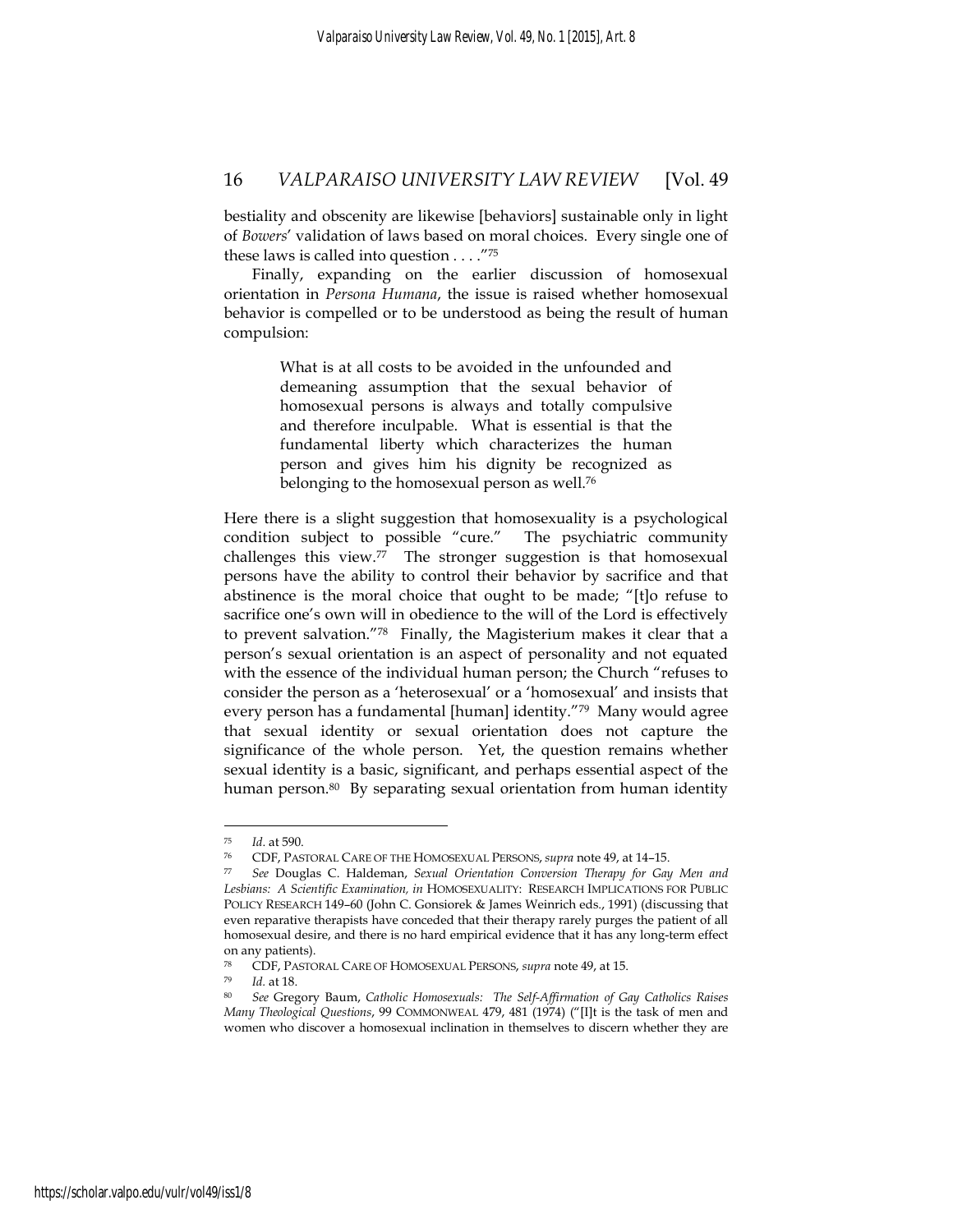bestiality and obscenity are likewise [behaviors] sustainable only in light of *Bowers*' validation of laws based on moral choices. Every single one of these laws is called into question . . . ."[75]

Finally, expanding on the earlier discussion of homosexual orientation in *Persona Humana*, the issue is raised whether homosexual behavior is compelled or to be understood as being the result of human compulsion:

> What is at all costs to be avoided in the unfounded and demeaning assumption that the sexual behavior of homosexual persons is always and totally compulsive and therefore inculpable. What is essential is that the fundamental liberty which characterizes the human person and gives him his dignity be recognized as belonging to the homosexual person as well.[76]

Here there is a slight suggestion that homosexuality is a psychological condition subject to possible "cure." The psychiatric community challenges this view.[77] The stronger suggestion is that homosexual persons have the ability to control their behavior by sacrifice and that abstinence is the moral choice that ought to be made; "[t]o refuse to sacrifice one's own will in obedience to the will of the Lord is effectively to prevent salvation."[78] Finally, the Magisterium makes it clear that a person's sexual orientation is an aspect of personality and not equated with the essence of the individual human person; the Church "refuses to consider the person as a 'heterosexual' or a 'homosexual' and insists that every person has a fundamental [human] identity."[79] Many would agree that sexual identity or sexual orientation does not capture the significance of the whole person. Yet, the question remains whether sexual identity is a basic, significant, and perhaps essential aspect of the human person.[80] By separating sexual orientation from human identity

---

[75] *Id.* at 590.

[76] CDF, PASTORAL CARE OF THE HOMOSEXUAL PERSONS, *supra* note 49, at 14–15.

[77] *See* Douglas C. Haldeman, *Sexual Orientation Conversion Therapy for Gay Men and Lesbians: A Scientific Examination, in* HOMOSEXUALITY: RESEARCH IMPLICATIONS FOR PUBLIC POLICY RESEARCH 149–60 (John C. Gonsiorek & James Weinrich eds., 1991) (discussing that even reparative therapists have conceded that their therapy rarely purges the patient of all homosexual desire, and there is no hard empirical evidence that it has any long-term effect on any patients).

[78] CDF, PASTORAL CARE OF HOMOSEXUAL PERSONS, *supra* note 49, at 15.

[79] *Id.* at 18.

[80] *See* Gregory Baum, *Catholic Homosexuals: The Self-Affirmation of Gay Catholics Raises Many Theological Questions*, 99 COMMONWEAL 479, 481 (1974) ("[I]t is the task of men and women who discover a homosexual inclination in themselves to discern whether they are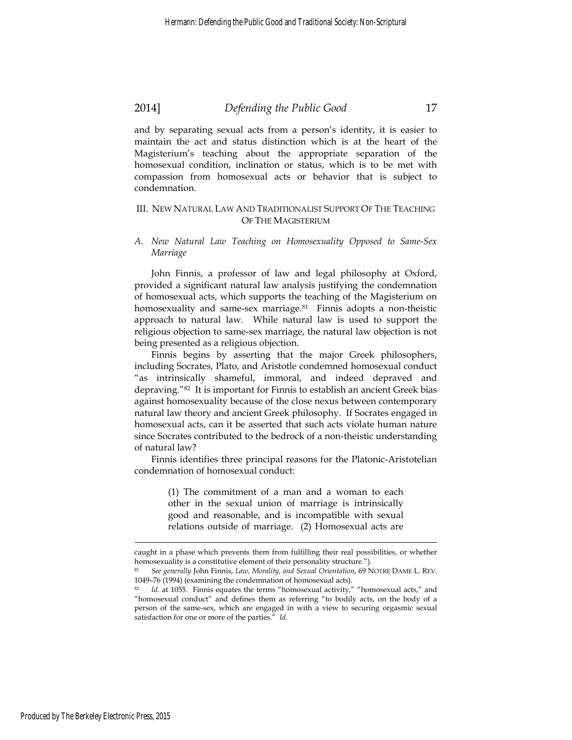and by separating sexual acts from a person's identity, it is easier to maintain the act and status distinction which is at the heart of the Magisterium's teaching about the appropriate separation of the homosexual condition, inclination or status, which is to be met with compassion from homosexual acts or behavior that is subject to condemnation.

## III. NEW NATURAL LAW AND TRADITIONALIST SUPPORT OF THE TEACHING OF THE MAGISTERIUM

### *A. New Natural Law Teaching on Homosexuality Opposed to Same-Sex Marriage*

John Finnis, a professor of law and legal philosophy at Oxford, provided a significant natural law analysis justifying the condemnation of homosexual acts, which supports the teaching of the Magisterium on homosexuality and same-sex marriage.[81] Finnis adopts a non-theistic approach to natural law. While natural law is used to support the religious objection to same-sex marriage, the natural law objection is not being presented as a religious objection.

Finnis begins by asserting that the major Greek philosophers, including Socrates, Plato, and Aristotle condemned homosexual conduct "as intrinsically shameful, immoral, and indeed depraved and depraving."[82] It is important for Finnis to establish an ancient Greek bias against homosexuality because of the close nexus between contemporary natural law theory and ancient Greek philosophy. If Socrates engaged in homosexual acts, can it be asserted that such acts violate human nature since Socrates contributed to the bedrock of a non-theistic understanding of natural law?

Finnis identifies three principal reasons for the Platonic-Aristotelian condemnation of homosexual conduct:

> (1) The commitment of a man and a woman to each other in the sexual union of marriage is intrinsically good and reasonable, and is incompatible with sexual relations outside of marriage. (2) Homosexual acts are

---

caught in a phase which prevents them from fulfilling their real possibilities, or whether homosexuality is a constitutive element of their personality structure.").

[81] *See generally* John Finnis, *Law, Morality, and Sexual Orientation*, 69 NOTRE DAME L. REV. 1049–76 (1994) (examining the condemnation of homosexual acts).

[82] *Id.* at 1055. Finnis equates the terms "homosexual activity," "homosexual acts," and "homosexual conduct" and defines them as referring "to bodily acts, on the body of a person of the same-sex, which are engaged in with a view to securing orgasmic sexual satisfaction for one or more of the parties." *Id.*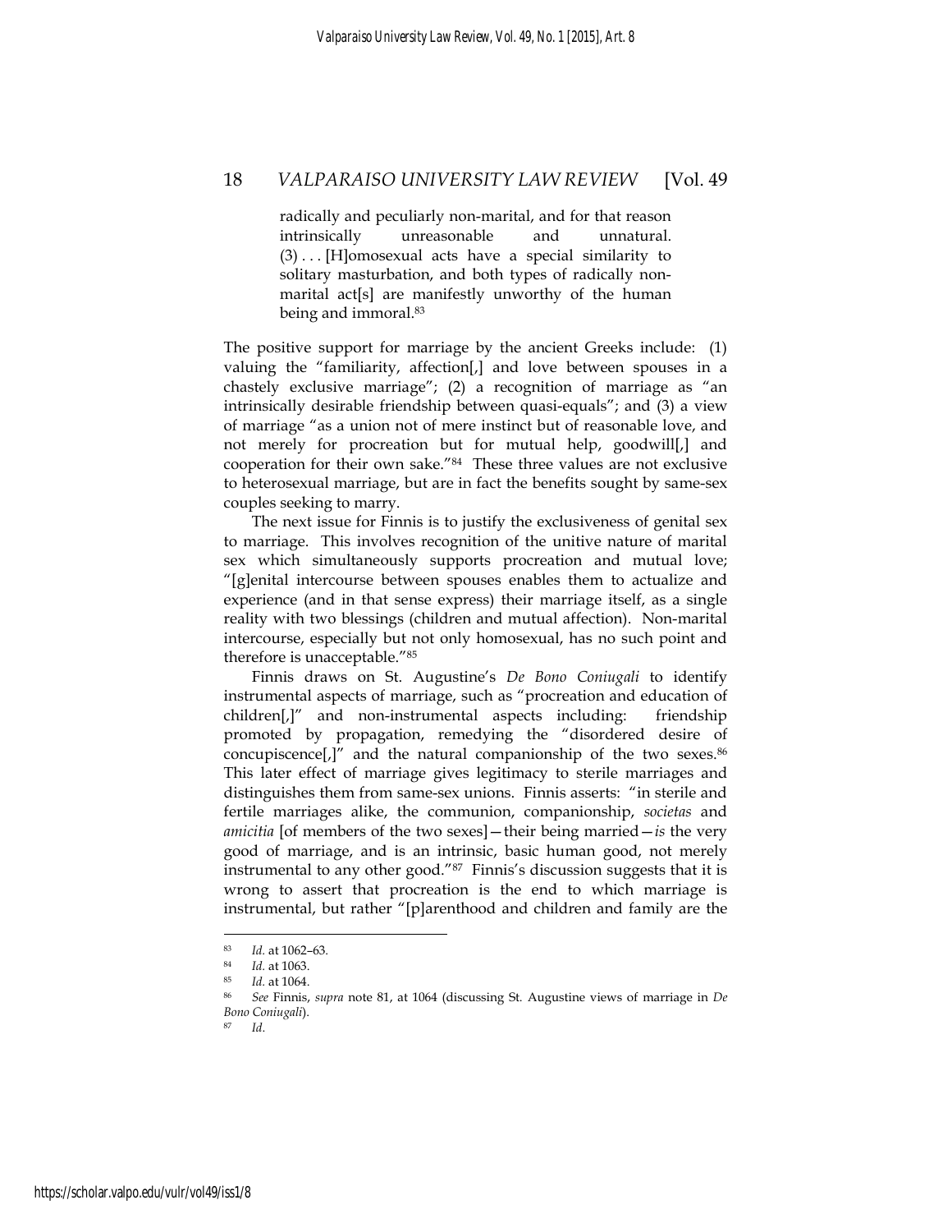> radically and peculiarly non-marital, and for that reason intrinsically unreasonable and unnatural. (3) . . . [H]omosexual acts have a special similarity to solitary masturbation, and both types of radically non-marital act[s] are manifestly unworthy of the human being and immoral.[83]

The positive support for marriage by the ancient Greeks include: (1) valuing the "familiarity, affection[,] and love between spouses in a chastely exclusive marriage"; (2) a recognition of marriage as "an intrinsically desirable friendship between quasi-equals"; and (3) a view of marriage "as a union not of mere instinct but of reasonable love, and not merely for procreation but for mutual help, goodwill[,] and cooperation for their own sake."[84] These three values are not exclusive to heterosexual marriage, but are in fact the benefits sought by same-sex couples seeking to marry.

The next issue for Finnis is to justify the exclusiveness of genital sex to marriage. This involves recognition of the unitive nature of marital sex which simultaneously supports procreation and mutual love; "[g]enital intercourse between spouses enables them to actualize and experience (and in that sense express) their marriage itself, as a single reality with two blessings (children and mutual affection). Non-marital intercourse, especially but not only homosexual, has no such point and therefore is unacceptable."[85]

Finnis draws on St. Augustine's *De Bono Coniugali* to identify instrumental aspects of marriage, such as "procreation and education of children[,]" and non-instrumental aspects including: friendship promoted by propagation, remedying the "disordered desire of concupiscence[,]" and the natural companionship of the two sexes.[86] This later effect of marriage gives legitimacy to sterile marriages and distinguishes them from same-sex unions. Finnis asserts: "in sterile and fertile marriages alike, the communion, companionship, *societas* and *amicitia* [of members of the two sexes]—their being married—*is* the very good of marriage, and is an intrinsic, basic human good, not merely instrumental to any other good."[87] Finnis's discussion suggests that it is wrong to assert that procreation is the end to which marriage is instrumental, but rather "[p]arenthood and children and family are the

---

[83] *Id.* at 1062–63.

[84] *Id.* at 1063.

[85] *Id.* at 1064.

[86] *See* Finnis, *supra* note 81, at 1064 (discussing St. Augustine views of marriage in *De Bono Coniugali*).

[87] *Id.*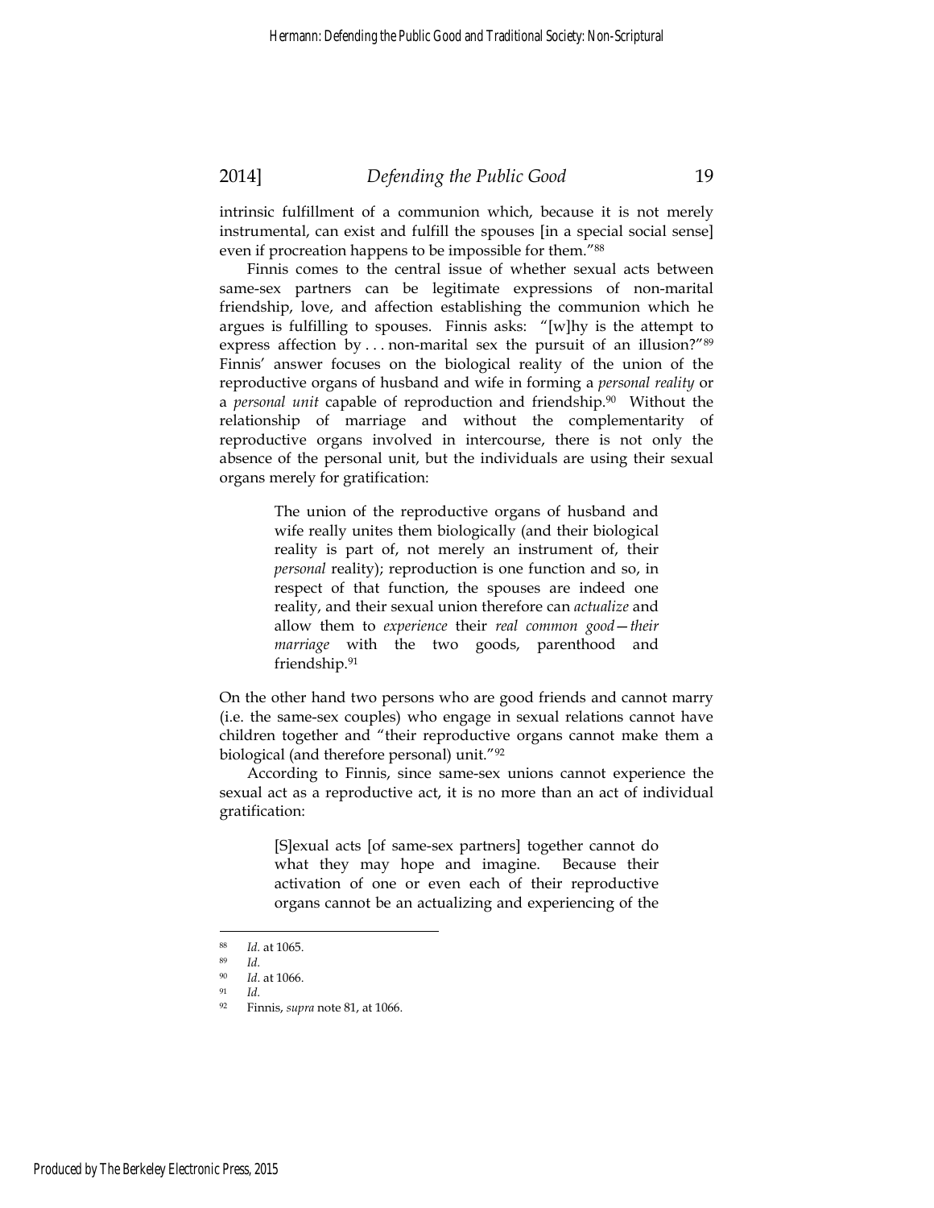intrinsic fulfillment of a communion which, because it is not merely instrumental, can exist and fulfill the spouses [in a special social sense] even if procreation happens to be impossible for them."[88]

Finnis comes to the central issue of whether sexual acts between same-sex partners can be legitimate expressions of non-marital friendship, love, and affection establishing the communion which he argues is fulfilling to spouses. Finnis asks: "[w]hy is the attempt to express affection by . . . non-marital sex the pursuit of an illusion?"[89] Finnis' answer focuses on the biological reality of the union of the reproductive organs of husband and wife in forming a *personal reality* or a *personal unit* capable of reproduction and friendship.[90] Without the relationship of marriage and without the complementarity of reproductive organs involved in intercourse, there is not only the absence of the personal unit, but the individuals are using their sexual organs merely for gratification:

> The union of the reproductive organs of husband and wife really unites them biologically (and their biological reality is part of, not merely an instrument of, their *personal* reality); reproduction is one function and so, in respect of that function, the spouses are indeed one reality, and their sexual union therefore can *actualize* and allow them to *experience* their *real common good—their marriage* with the two goods, parenthood and friendship.[91]

On the other hand two persons who are good friends and cannot marry (i.e. the same-sex couples) who engage in sexual relations cannot have children together and "their reproductive organs cannot make them a biological (and therefore personal) unit."[92]

According to Finnis, since same-sex unions cannot experience the sexual act as a reproductive act, it is no more than an act of individual gratification:

> [S]exual acts [of same-sex partners] together cannot do what they may hope and imagine. Because their activation of one or even each of their reproductive organs cannot be an actualizing and experiencing of the

---

[88] *Id.* at 1065.

[89] *Id.*

[90] *Id.* at 1066.

[91] *Id.*

[92] Finnis, *supra* note 81, at 1066.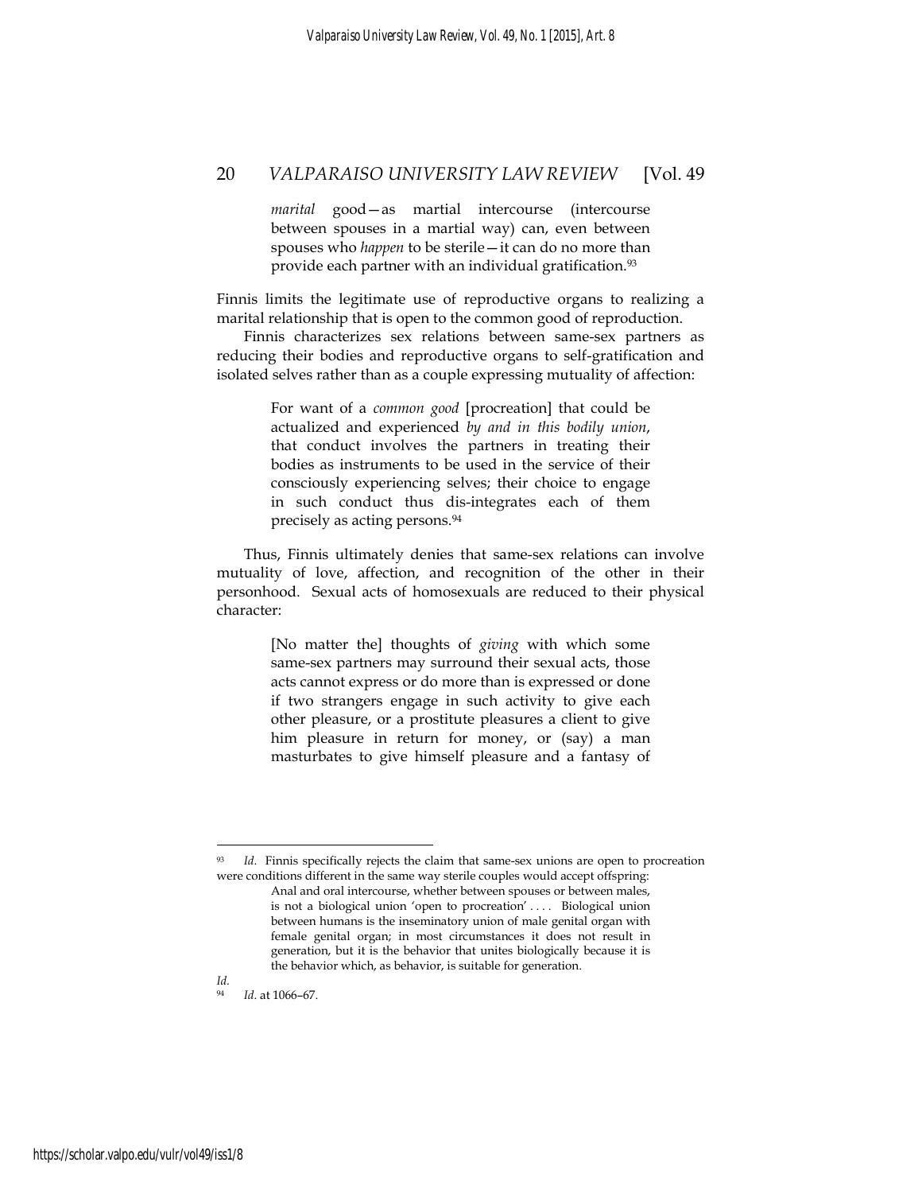> *marital* good—as martial intercourse (intercourse between spouses in a martial way) can, even between spouses who *happen* to be sterile—it can do no more than provide each partner with an individual gratification.[93]

Finnis limits the legitimate use of reproductive organs to realizing a marital relationship that is open to the common good of reproduction.

Finnis characterizes sex relations between same-sex partners as reducing their bodies and reproductive organs to self-gratification and isolated selves rather than as a couple expressing mutuality of affection:

> For want of a *common good* [procreation] that could be actualized and experienced *by and in this bodily union*, that conduct involves the partners in treating their bodies as instruments to be used in the service of their consciously experiencing selves; their choice to engage in such conduct thus dis-integrates each of them precisely as acting persons.[94]

Thus, Finnis ultimately denies that same-sex relations can involve mutuality of love, affection, and recognition of the other in their personhood. Sexual acts of homosexuals are reduced to their physical character:

> [No matter the] thoughts of *giving* with which some same-sex partners may surround their sexual acts, those acts cannot express or do more than is expressed or done if two strangers engage in such activity to give each other pleasure, or a prostitute pleasures a client to give him pleasure in return for money, or (say) a man masturbates to give himself pleasure and a fantasy of

---

[93] *Id.* Finnis specifically rejects the claim that same-sex unions are open to procreation were conditions different in the same way sterile couples would accept offspring:

> Anal and oral intercourse, whether between spouses or between males, is not a biological union 'open to procreation' . . . . Biological union between humans is the inseminatory union of male genital organ with female genital organ; in most circumstances it does not result in generation, but it is the behavior that unites biologically because it is the behavior which, as behavior, is suitable for generation.

*Id.*

[94] *Id.* at 1066–67.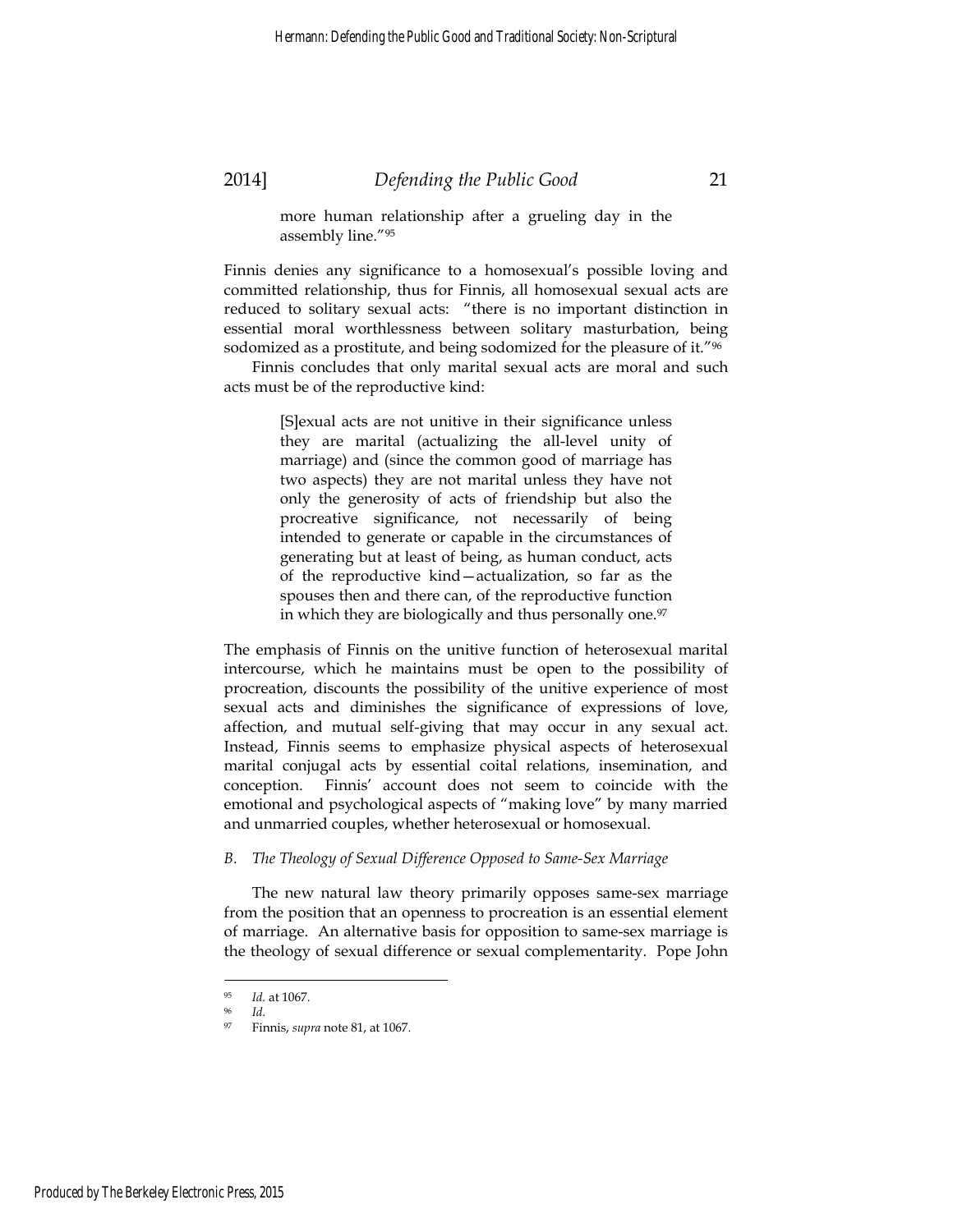> more human relationship after a grueling day in the assembly line."[95]

Finnis denies any significance to a homosexual's possible loving and committed relationship, thus for Finnis, all homosexual sexual acts are reduced to solitary sexual acts: "there is no important distinction in essential moral worthlessness between solitary masturbation, being sodomized as a prostitute, and being sodomized for the pleasure of it."[96]

Finnis concludes that only marital sexual acts are moral and such acts must be of the reproductive kind:

> [S]exual acts are not unitive in their significance unless they are marital (actualizing the all-level unity of marriage) and (since the common good of marriage has two aspects) they are not marital unless they have not only the generosity of acts of friendship but also the procreative significance, not necessarily of being intended to generate or capable in the circumstances of generating but at least of being, as human conduct, acts of the reproductive kind—actualization, so far as the spouses then and there can, of the reproductive function in which they are biologically and thus personally one.[97]

The emphasis of Finnis on the unitive function of heterosexual marital intercourse, which he maintains must be open to the possibility of procreation, discounts the possibility of the unitive experience of most sexual acts and diminishes the significance of expressions of love, affection, and mutual self-giving that may occur in any sexual act. Instead, Finnis seems to emphasize physical aspects of heterosexual marital conjugal acts by essential coital relations, insemination, and conception. Finnis' account does not seem to coincide with the emotional and psychological aspects of "making love" by many married and unmarried couples, whether heterosexual or homosexual.

### *B. The Theology of Sexual Difference Opposed to Same-Sex Marriage*

The new natural law theory primarily opposes same-sex marriage from the position that an openness to procreation is an essential element of marriage. An alternative basis for opposition to same-sex marriage is the theology of sexual difference or sexual complementarity. Pope John

---

[95] *Id.* at 1067.

[96] *Id.*

[97] Finnis, *supra* note 81, at 1067.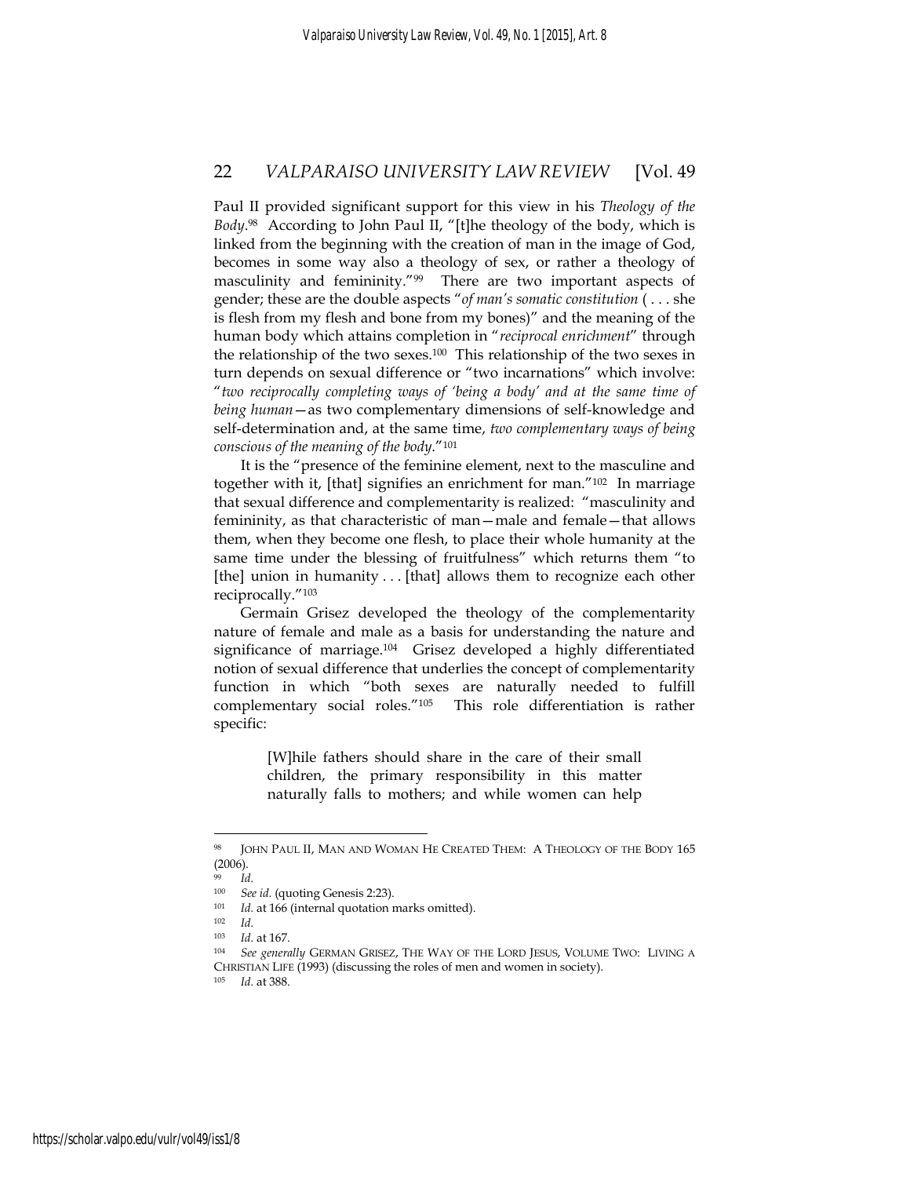Paul II provided significant support for this view in his *Theology of the Body*.[98] According to John Paul II, "[t]he theology of the body, which is linked from the beginning with the creation of man in the image of God, becomes in some way also a theology of sex, or rather a theology of masculinity and femininity."[99] There are two important aspects of gender; these are the double aspects "*of man's somatic constitution* ( . . . she is flesh from my flesh and bone from my bones)" and the meaning of the human body which attains completion in "*reciprocal enrichment*" through the relationship of the two sexes.[100] This relationship of the two sexes in turn depends on sexual difference or "two incarnations" which involve: "*two reciprocally completing ways of 'being a body' and at the same time of being human*—as two complementary dimensions of self-knowledge and self-determination and, at the same time, *two complementary ways of being conscious of the meaning of the body*."[101]

It is the "presence of the feminine element, next to the masculine and together with it, [that] signifies an enrichment for man."[102] In marriage that sexual difference and complementarity is realized: "masculinity and femininity, as that characteristic of man—male and female—that allows them, when they become one flesh, to place their whole humanity at the same time under the blessing of fruitfulness" which returns them "to [the] union in humanity . . . [that] allows them to recognize each other reciprocally."[103]

Germain Grisez developed the theology of the complementarity nature of female and male as a basis for understanding the nature and significance of marriage.[104] Grisez developed a highly differentiated notion of sexual difference that underlies the concept of complementarity function in which "both sexes are naturally needed to fulfill complementary social roles."[105] This role differentiation is rather specific:

> [W]hile fathers should share in the care of their small children, the primary responsibility in this matter naturally falls to mothers; and while women can help

---

[98] JOHN PAUL II, MAN AND WOMAN HE CREATED THEM: A THEOLOGY OF THE BODY 165 (2006).

[99] *Id.*

[100] *See id.* (quoting Genesis 2:23).

[101] *Id.* at 166 (internal quotation marks omitted).

[102] *Id.*

[103] *Id.* at 167.

[104] *See generally* GERMAN GRISEZ, THE WAY OF THE LORD JESUS, VOLUME TWO: LIVING A CHRISTIAN LIFE (1993) (discussing the roles of men and women in society).

[105] *Id.* at 388.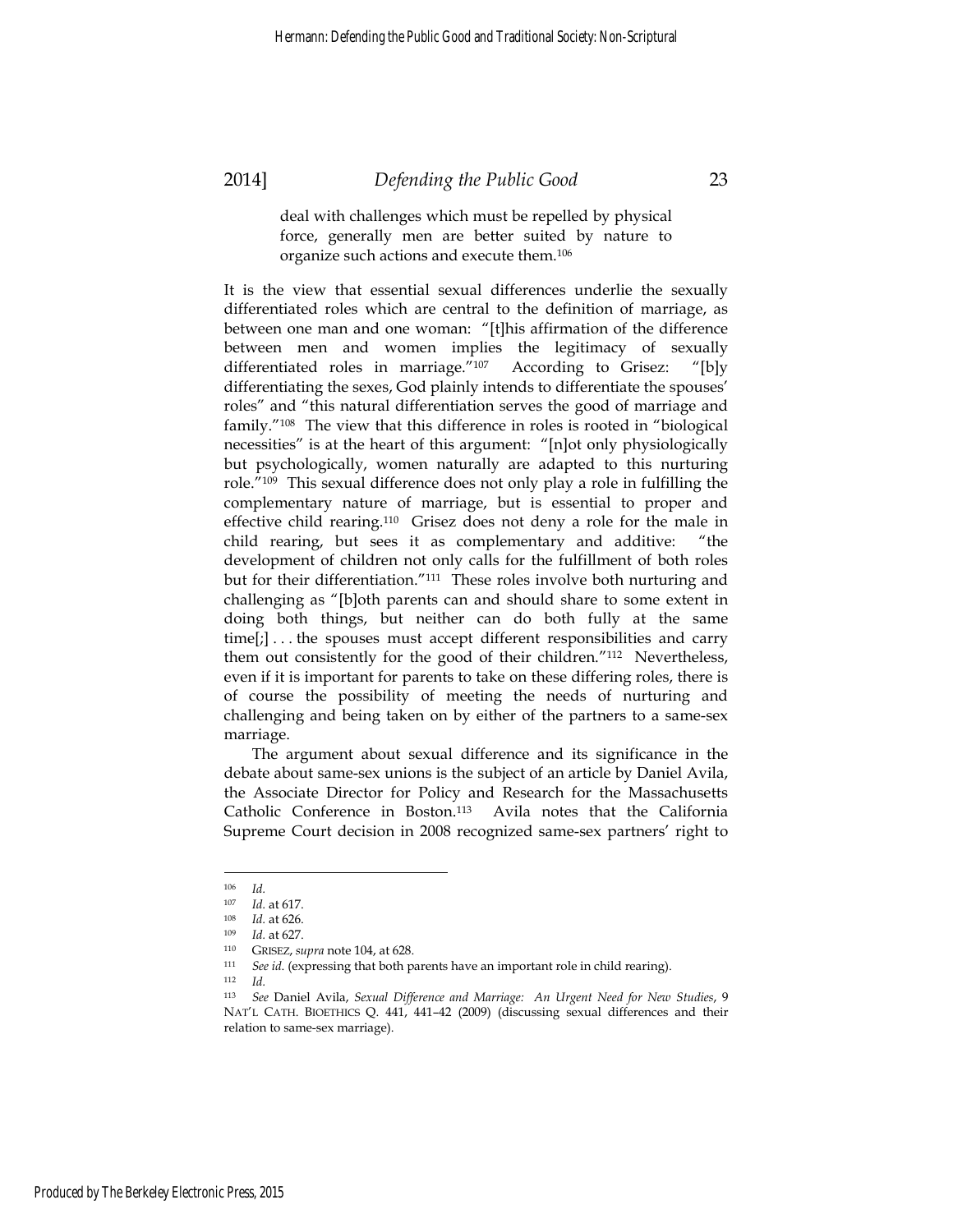> deal with challenges which must be repelled by physical force, generally men are better suited by nature to organize such actions and execute them.[106]

It is the view that essential sexual differences underlie the sexually differentiated roles which are central to the definition of marriage, as between one man and one woman: "[t]his affirmation of the difference between men and women implies the legitimacy of sexually differentiated roles in marriage."[107] According to Grisez: "[b]y differentiating the sexes, God plainly intends to differentiate the spouses' roles" and "this natural differentiation serves the good of marriage and family."[108] The view that this difference in roles is rooted in "biological necessities" is at the heart of this argument: "[n]ot only physiologically but psychologically, women naturally are adapted to this nurturing role."[109] This sexual difference does not only play a role in fulfilling the complementary nature of marriage, but is essential to proper and effective child rearing.[110] Grisez does not deny a role for the male in child rearing, but sees it as complementary and additive: "the development of children not only calls for the fulfillment of both roles but for their differentiation."[111] These roles involve both nurturing and challenging as "[b]oth parents can and should share to some extent in doing both things, but neither can do both fully at the same time[;] . . . the spouses must accept different responsibilities and carry them out consistently for the good of their children."[112] Nevertheless, even if it is important for parents to take on these differing roles, there is of course the possibility of meeting the needs of nurturing and challenging and being taken on by either of the partners to a same-sex marriage.

The argument about sexual difference and its significance in the debate about same-sex unions is the subject of an article by Daniel Avila, the Associate Director for Policy and Research for the Massachusetts Catholic Conference in Boston.[113] Avila notes that the California Supreme Court decision in 2008 recognized same-sex partners' right to

---

[106] *Id.*

[107] *Id.* at 617.

[108] *Id.* at 626.

[109] *Id.* at 627.

[110] GRISEZ, *supra* note 104, at 628.

[111] *See id.* (expressing that both parents have an important role in child rearing).

[112] *Id.*

[113] *See* Daniel Avila, *Sexual Difference and Marriage: An Urgent Need for New Studies*, 9 NAT'L CATH. BIOETHICS Q. 441, 441–42 (2009) (discussing sexual differences and their relation to same-sex marriage).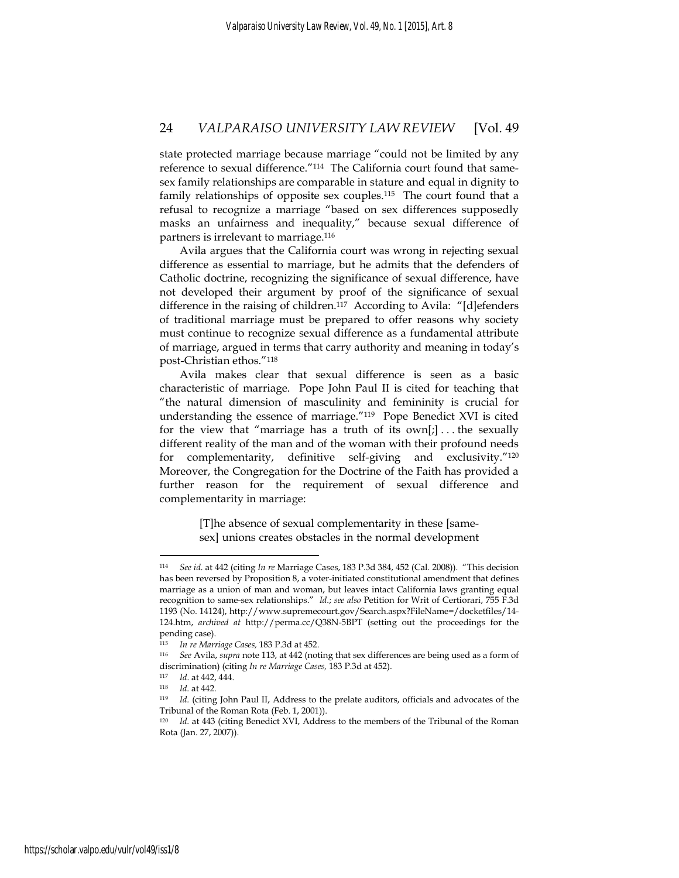state protected marriage because marriage "could not be limited by any reference to sexual difference."[114] The California court found that same-sex family relationships are comparable in stature and equal in dignity to family relationships of opposite sex couples.[115] The court found that a refusal to recognize a marriage "based on sex differences supposedly masks an unfairness and inequality," because sexual difference of partners is irrelevant to marriage.[116]

Avila argues that the California court was wrong in rejecting sexual difference as essential to marriage, but he admits that the defenders of Catholic doctrine, recognizing the significance of sexual difference, have not developed their argument by proof of the significance of sexual difference in the raising of children.[117] According to Avila: "[d]efenders of traditional marriage must be prepared to offer reasons why society must continue to recognize sexual difference as a fundamental attribute of marriage, argued in terms that carry authority and meaning in today's post-Christian ethos."[118]

Avila makes clear that sexual difference is seen as a basic characteristic of marriage. Pope John Paul II is cited for teaching that "the natural dimension of masculinity and femininity is crucial for understanding the essence of marriage."[119] Pope Benedict XVI is cited for the view that "marriage has a truth of its own[;] . . . the sexually different reality of the man and of the woman with their profound needs for complementarity, definitive self-giving and exclusivity."[120] Moreover, the Congregation for the Doctrine of the Faith has provided a further reason for the requirement of sexual difference and complementarity in marriage:

> [T]he absence of sexual complementarity in these [same-sex] unions creates obstacles in the normal development

---

[114] *See id.* at 442 (citing *In re* Marriage Cases, 183 P.3d 384, 452 (Cal. 2008)). "This decision has been reversed by Proposition 8, a voter-initiated constitutional amendment that defines marriage as a union of man and woman, but leaves intact California laws granting equal recognition to same-sex relationships." *Id.*; *see also* Petition for Writ of Certiorari, 755 F.3d 1193 (No. 14124), http://www.supremecourt.gov/Search.aspx?FileName=/docketfiles/14-124.htm, *archived at* http://perma.cc/Q38N-5BPT (setting out the proceedings for the pending case).

[115] *In re Marriage Cases,* 183 P.3d at 452.

[116] *See* Avila, *supra* note 113, at 442 (noting that sex differences are being used as a form of discrimination) (citing *In re Marriage Cases,* 183 P.3d at 452).

[117] *Id.* at 442, 444.

[118] *Id.* at 442.

[119] *Id.* (citing John Paul II, Address to the prelate auditors, officials and advocates of the Tribunal of the Roman Rota (Feb. 1, 2001)).

[120] *Id.* at 443 (citing Benedict XVI, Address to the members of the Tribunal of the Roman Rota (Jan. 27, 2007)).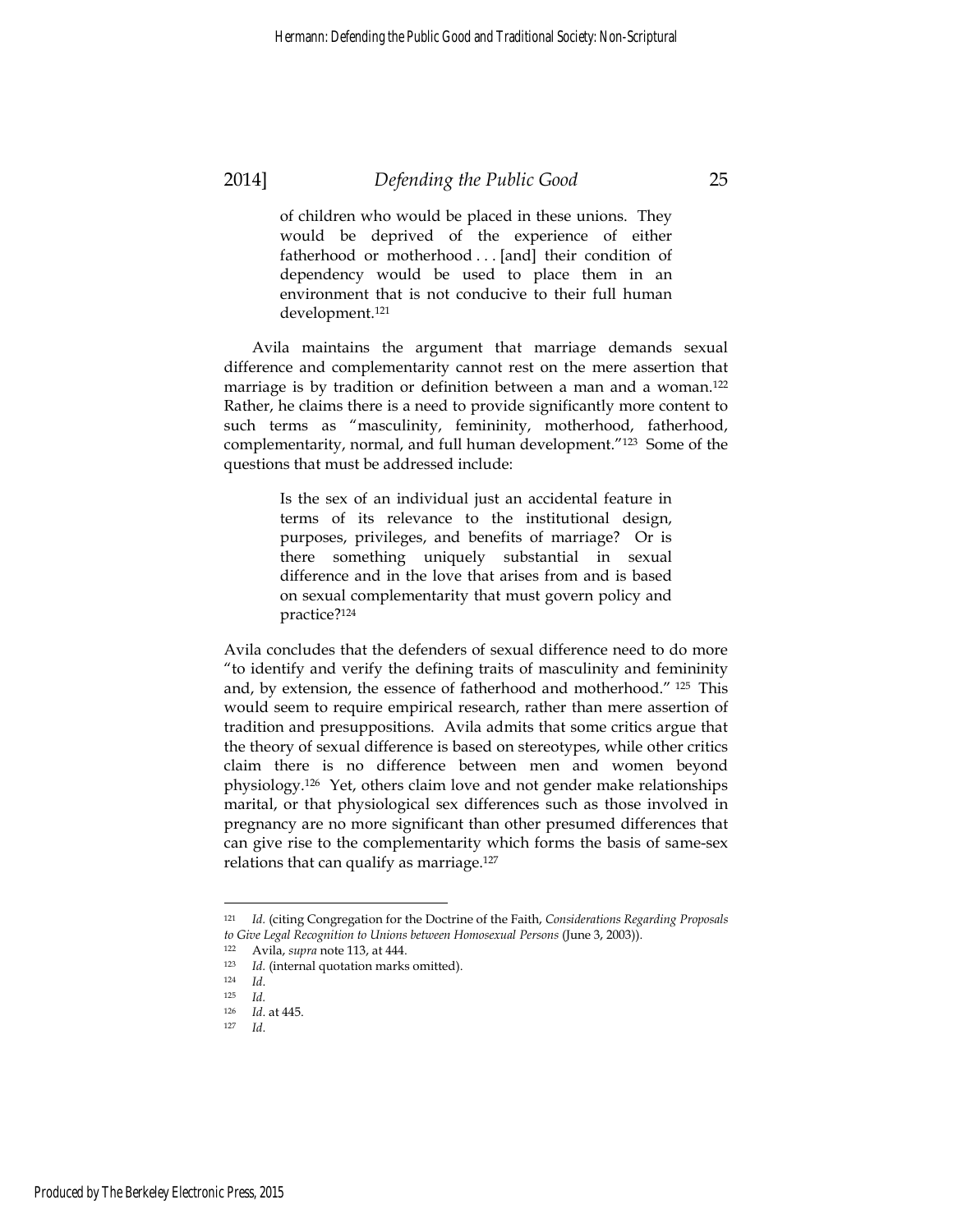> of children who would be placed in these unions. They would be deprived of the experience of either fatherhood or motherhood . . . [and] their condition of dependency would be used to place them in an environment that is not conducive to their full human development.[121]

Avila maintains the argument that marriage demands sexual difference and complementarity cannot rest on the mere assertion that marriage is by tradition or definition between a man and a woman.[122] Rather, he claims there is a need to provide significantly more content to such terms as "masculinity, femininity, motherhood, fatherhood, complementarity, normal, and full human development."[123] Some of the questions that must be addressed include:

> Is the sex of an individual just an accidental feature in terms of its relevance to the institutional design, purposes, privileges, and benefits of marriage? Or is there something uniquely substantial in sexual difference and in the love that arises from and is based on sexual complementarity that must govern policy and practice?[124]

Avila concludes that the defenders of sexual difference need to do more "to identify and verify the defining traits of masculinity and femininity and, by extension, the essence of fatherhood and motherhood." [125] This would seem to require empirical research, rather than mere assertion of tradition and presuppositions. Avila admits that some critics argue that the theory of sexual difference is based on stereotypes, while other critics claim there is no difference between men and women beyond physiology.[126] Yet, others claim love and not gender make relationships marital, or that physiological sex differences such as those involved in pregnancy are no more significant than other presumed differences that can give rise to the complementarity which forms the basis of same-sex relations that can qualify as marriage.[127]

---

[121] *Id.* (citing Congregation for the Doctrine of the Faith, *Considerations Regarding Proposals to Give Legal Recognition to Unions between Homosexual Persons* (June 3, 2003)).

[122] Avila, *supra* note 113, at 444.

[123] *Id.* (internal quotation marks omitted).

[124] *Id.*

[125] *Id.*

[126] *Id.* at 445.

[127] *Id.*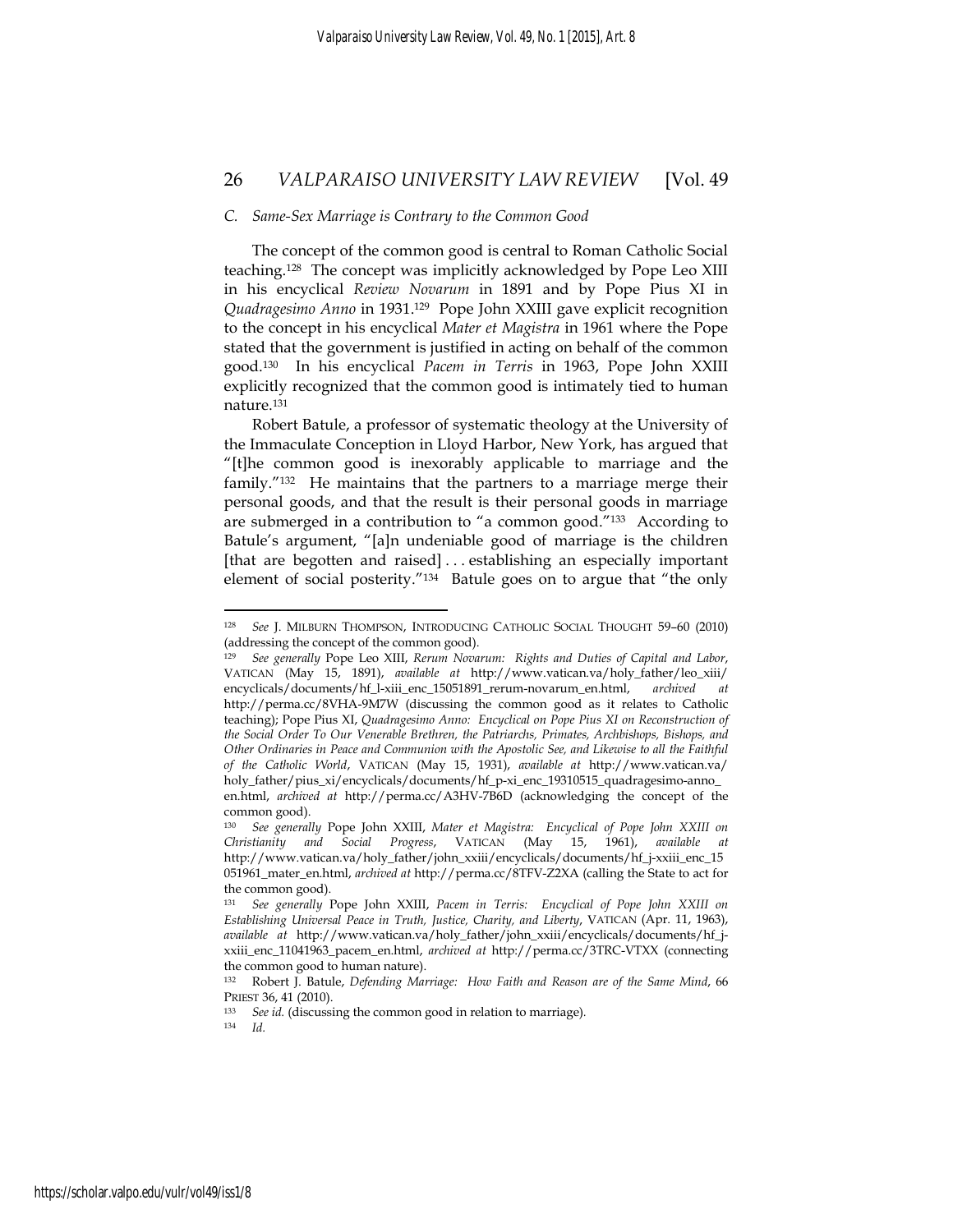### *C. Same-Sex Marriage is Contrary to the Common Good*

The concept of the common good is central to Roman Catholic Social teaching.[128] The concept was implicitly acknowledged by Pope Leo XIII in his encyclical *Review Novarum* in 1891 and by Pope Pius XI in *Quadragesimo Anno* in 1931.[129] Pope John XXIII gave explicit recognition to the concept in his encyclical *Mater et Magistra* in 1961 where the Pope stated that the government is justified in acting on behalf of the common good.[130] In his encyclical *Pacem in Terris* in 1963, Pope John XXIII explicitly recognized that the common good is intimately tied to human nature.[131]

Robert Batule, a professor of systematic theology at the University of the Immaculate Conception in Lloyd Harbor, New York, has argued that "[t]he common good is inexorably applicable to marriage and the family."[132] He maintains that the partners to a marriage merge their personal goods, and that the result is their personal goods in marriage are submerged in a contribution to "a common good."[133] According to Batule's argument, "[a]n undeniable good of marriage is the children [that are begotten and raised] . . . establishing an especially important element of social posterity."[134] Batule goes on to argue that "the only

---

[128] *See* J. MILBURN THOMPSON, INTRODUCING CATHOLIC SOCIAL THOUGHT 59–60 (2010) (addressing the concept of the common good).

[129] *See generally* Pope Leo XIII, *Rerum Novarum: Rights and Duties of Capital and Labor*, VATICAN (May 15, 1891), *available at* http://www.vatican.va/holy_father/leo_xiii/encyclicals/documents/hf_l-xiii_enc_15051891_rerum-novarum_en.html, *archived at* http://perma.cc/8VHA-9M7W (discussing the common good as it relates to Catholic teaching); Pope Pius XI, *Quadragesimo Anno: Encyclical on Pope Pius XI on Reconstruction of the Social Order To Our Venerable Brethren, the Patriarchs, Primates, Archbishops, Bishops, and Other Ordinaries in Peace and Communion with the Apostolic See, and Likewise to all the Faithful of the Catholic World*, VATICAN (May 15, 1931), *available at* http://www.vatican.va/holy_father/pius_xi/encyclicals/documents/hf_p-xi_enc_19310515_quadragesimo-anno_en.html, *archived at* http://perma.cc/A3HV-7B6D (acknowledging the concept of the common good).

[130] *See generally* Pope John XXIII, *Mater et Magistra: Encyclical of Pope John XXIII on Christianity and Social Progress*, VATICAN (May 15, 1961), *available at* http://www.vatican.va/holy_father/john_xxiii/encyclicals/documents/hf_j-xxiii_enc_15051961_mater_en.html, *archived at* http://perma.cc/8TFV-Z2XA (calling the State to act for the common good).

[131] *See generally* Pope John XXIII, *Pacem in Terris: Encyclical of Pope John XXIII on Establishing Universal Peace in Truth, Justice, Charity, and Liberty*, VATICAN (Apr. 11, 1963), *available at* http://www.vatican.va/holy_father/john_xxiii/encyclicals/documents/hf_j-xxiii_enc_11041963_pacem_en.html, *archived at* http://perma.cc/3TRC-VTXX (connecting the common good to human nature).

[132] Robert J. Batule, *Defending Marriage: How Faith and Reason are of the Same Mind*, 66 PRIEST 36, 41 (2010).

[133] *See id.* (discussing the common good in relation to marriage).

[134] *Id.*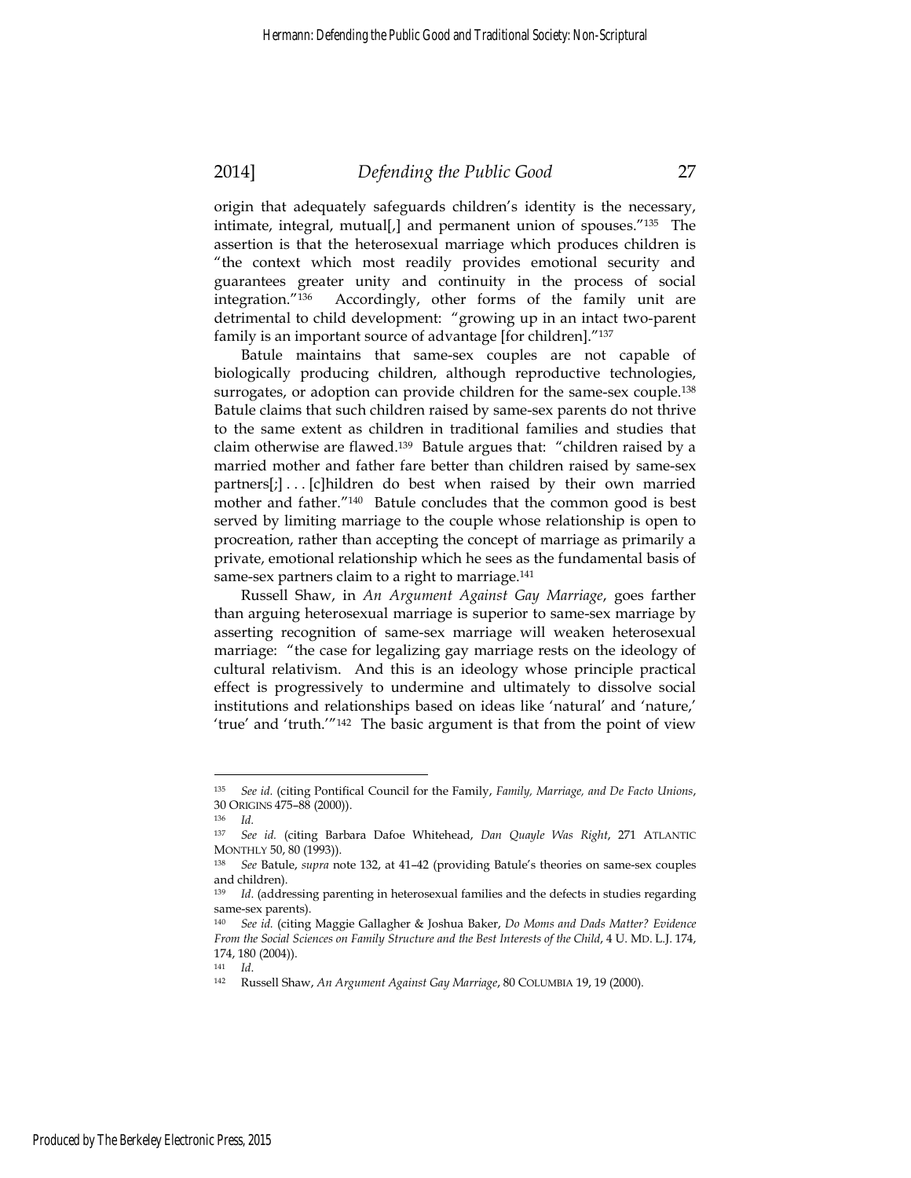origin that adequately safeguards children's identity is the necessary, intimate, integral, mutual[,] and permanent union of spouses."[135] The assertion is that the heterosexual marriage which produces children is "the context which most readily provides emotional security and guarantees greater unity and continuity in the process of social integration."[136] Accordingly, other forms of the family unit are detrimental to child development: "growing up in an intact two-parent family is an important source of advantage [for children]."[137]

Batule maintains that same-sex couples are not capable of biologically producing children, although reproductive technologies, surrogates, or adoption can provide children for the same-sex couple.[138] Batule claims that such children raised by same-sex parents do not thrive to the same extent as children in traditional families and studies that claim otherwise are flawed.[139] Batule argues that: "children raised by a married mother and father fare better than children raised by same-sex partners[;] . . . [c]hildren do best when raised by their own married mother and father."[140] Batule concludes that the common good is best served by limiting marriage to the couple whose relationship is open to procreation, rather than accepting the concept of marriage as primarily a private, emotional relationship which he sees as the fundamental basis of same-sex partners claim to a right to marriage.[141]

Russell Shaw, in *An Argument Against Gay Marriage*, goes farther than arguing heterosexual marriage is superior to same-sex marriage by asserting recognition of same-sex marriage will weaken heterosexual marriage: "the case for legalizing gay marriage rests on the ideology of cultural relativism. And this is an ideology whose principle practical effect is progressively to undermine and ultimately to dissolve social institutions and relationships based on ideas like 'natural' and 'nature,' 'true' and 'truth.'"[142] The basic argument is that from the point of view

---

[135] *See id.* (citing Pontifical Council for the Family, *Family, Marriage, and De Facto Unions*, 30 ORIGINS 475–88 (2000)).

[136] *Id.*

[137] *See id.* (citing Barbara Dafoe Whitehead, *Dan Quayle Was Right*, 271 ATLANTIC MONTHLY 50, 80 (1993)).

[138] *See* Batule, *supra* note 132, at 41–42 (providing Batule's theories on same-sex couples and children).

[139] *Id.* (addressing parenting in heterosexual families and the defects in studies regarding same-sex parents).

[140] *See id.* (citing Maggie Gallagher & Joshua Baker, *Do Moms and Dads Matter? Evidence From the Social Sciences on Family Structure and the Best Interests of the Child*, 4 U. MD. L.J. 174, 174, 180 (2004)).

[141] *Id.*

[142] Russell Shaw, *An Argument Against Gay Marriage*, 80 COLUMBIA 19, 19 (2000).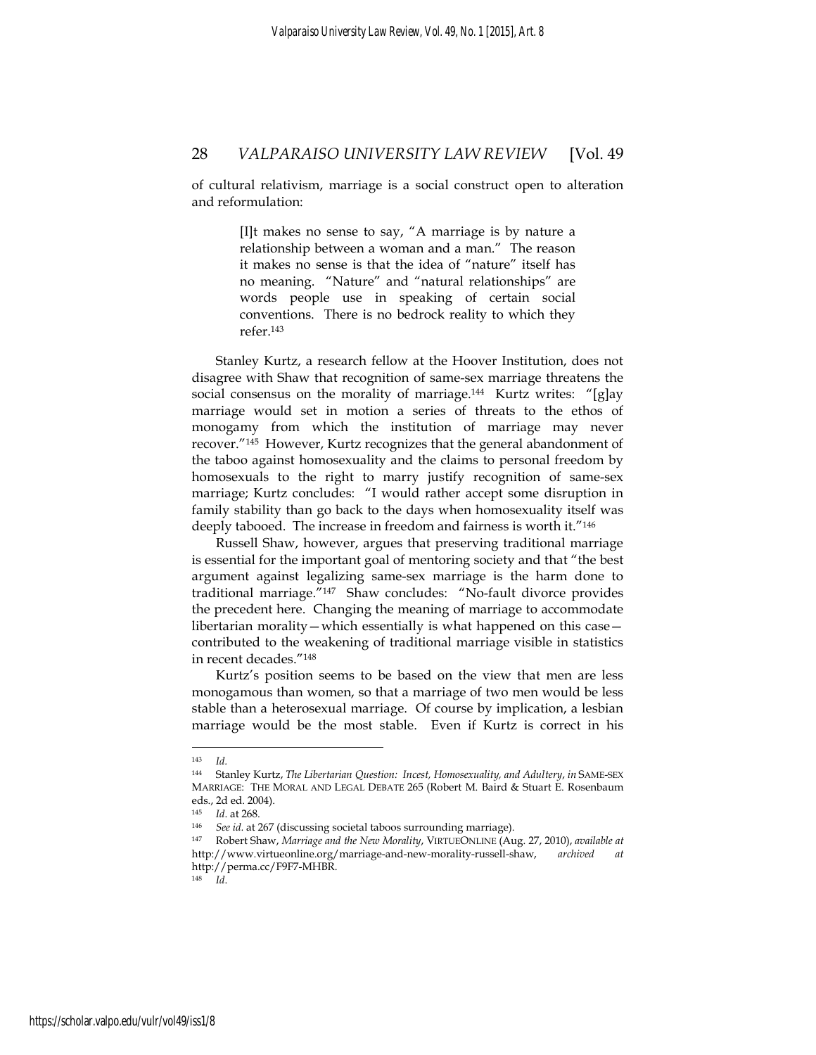of cultural relativism, marriage is a social construct open to alteration and reformulation:

> [I]t makes no sense to say, "A marriage is by nature a relationship between a woman and a man." The reason it makes no sense is that the idea of "nature" itself has no meaning. "Nature" and "natural relationships" are words people use in speaking of certain social conventions. There is no bedrock reality to which they refer.[143]

Stanley Kurtz, a research fellow at the Hoover Institution, does not disagree with Shaw that recognition of same-sex marriage threatens the social consensus on the morality of marriage.[144] Kurtz writes: "[g]ay marriage would set in motion a series of threats to the ethos of monogamy from which the institution of marriage may never recover."[145] However, Kurtz recognizes that the general abandonment of the taboo against homosexuality and the claims to personal freedom by homosexuals to the right to marry justify recognition of same-sex marriage; Kurtz concludes: "I would rather accept some disruption in family stability than go back to the days when homosexuality itself was deeply tabooed. The increase in freedom and fairness is worth it."[146]

Russell Shaw, however, argues that preserving traditional marriage is essential for the important goal of mentoring society and that "the best argument against legalizing same-sex marriage is the harm done to traditional marriage."[147] Shaw concludes: "No-fault divorce provides the precedent here. Changing the meaning of marriage to accommodate libertarian morality—which essentially is what happened on this case—contributed to the weakening of traditional marriage visible in statistics in recent decades."[148]

Kurtz's position seems to be based on the view that men are less monogamous than women, so that a marriage of two men would be less stable than a heterosexual marriage. Of course by implication, a lesbian marriage would be the most stable. Even if Kurtz is correct in his

---

[143] *Id.*

[144] Stanley Kurtz, *The Libertarian Question: Incest, Homosexuality, and Adultery*, *in* SAME-SEX MARRIAGE: THE MORAL AND LEGAL DEBATE 265 (Robert M. Baird & Stuart E. Rosenbaum eds., 2d ed. 2004).

[145] *Id.* at 268.

[146] *See id.* at 267 (discussing societal taboos surrounding marriage).

[147] Robert Shaw, *Marriage and the New Morality*, VIRTUEONLINE (Aug. 27, 2010), *available at* http://www.virtueonline.org/marriage-and-new-morality-russell-shaw, *archived at* http://perma.cc/F9F7-MHBR.

[148] *Id.*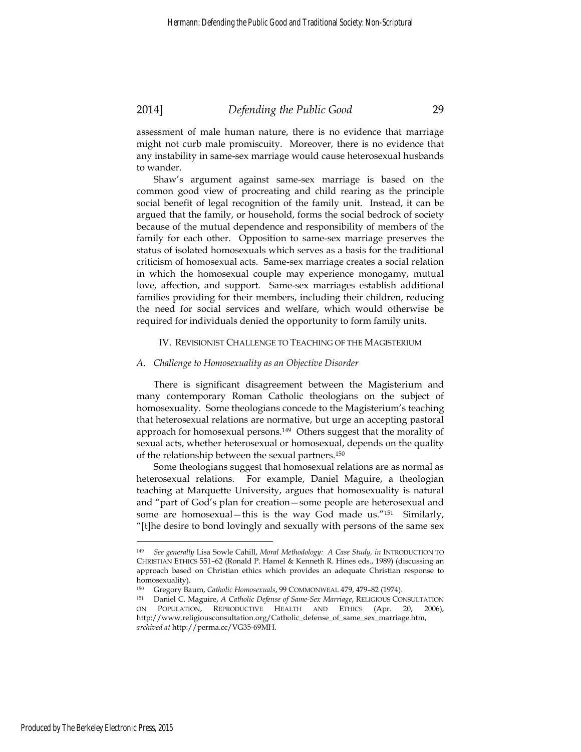assessment of male human nature, there is no evidence that marriage might not curb male promiscuity. Moreover, there is no evidence that any instability in same-sex marriage would cause heterosexual husbands to wander.

Shaw's argument against same-sex marriage is based on the common good view of procreating and child rearing as the principle social benefit of legal recognition of the family unit. Instead, it can be argued that the family, or household, forms the social bedrock of society because of the mutual dependence and responsibility of members of the family for each other. Opposition to same-sex marriage preserves the status of isolated homosexuals which serves as a basis for the traditional criticism of homosexual acts. Same-sex marriage creates a social relation in which the homosexual couple may experience monogamy, mutual love, affection, and support. Same-sex marriages establish additional families providing for their members, including their children, reducing the need for social services and welfare, which would otherwise be required for individuals denied the opportunity to form family units.

## IV. REVISIONIST CHALLENGE TO TEACHING OF THE MAGISTERIUM

### *A. Challenge to Homosexuality as an Objective Disorder*

There is significant disagreement between the Magisterium and many contemporary Roman Catholic theologians on the subject of homosexuality. Some theologians concede to the Magisterium's teaching that heterosexual relations are normative, but urge an accepting pastoral approach for homosexual persons.[149] Others suggest that the morality of sexual acts, whether heterosexual or homosexual, depends on the quality of the relationship between the sexual partners.[150]

Some theologians suggest that homosexual relations are as normal as heterosexual relations. For example, Daniel Maguire, a theologian teaching at Marquette University, argues that homosexuality is natural and "part of God's plan for creation—some people are heterosexual and some are homosexual—this is the way God made us."[151] Similarly, "[t]he desire to bond lovingly and sexually with persons of the same sex

---

[149] *See generally* Lisa Sowle Cahill, *Moral Methodology: A Case Study, in* INTRODUCTION TO CHRISTIAN ETHICS 551–62 (Ronald P. Hamel & Kenneth R. Hines eds., 1989) (discussing an approach based on Christian ethics which provides an adequate Christian response to homosexuality).

[150] Gregory Baum, *Catholic Homosexuals*, 99 COMMONWEAL 479, 479–82 (1974).

[151] Daniel C. Maguire, *A Catholic Defense of Same-Sex Marriage*, RELIGIOUS CONSULTATION ON POPULATION, REPRODUCTIVE HEALTH AND ETHICS (Apr. 20, 2006), http://www.religiousconsultation.org/Catholic_defense_of_same_sex_marriage.htm, *archived at* http://perma.cc/VG35-69MH.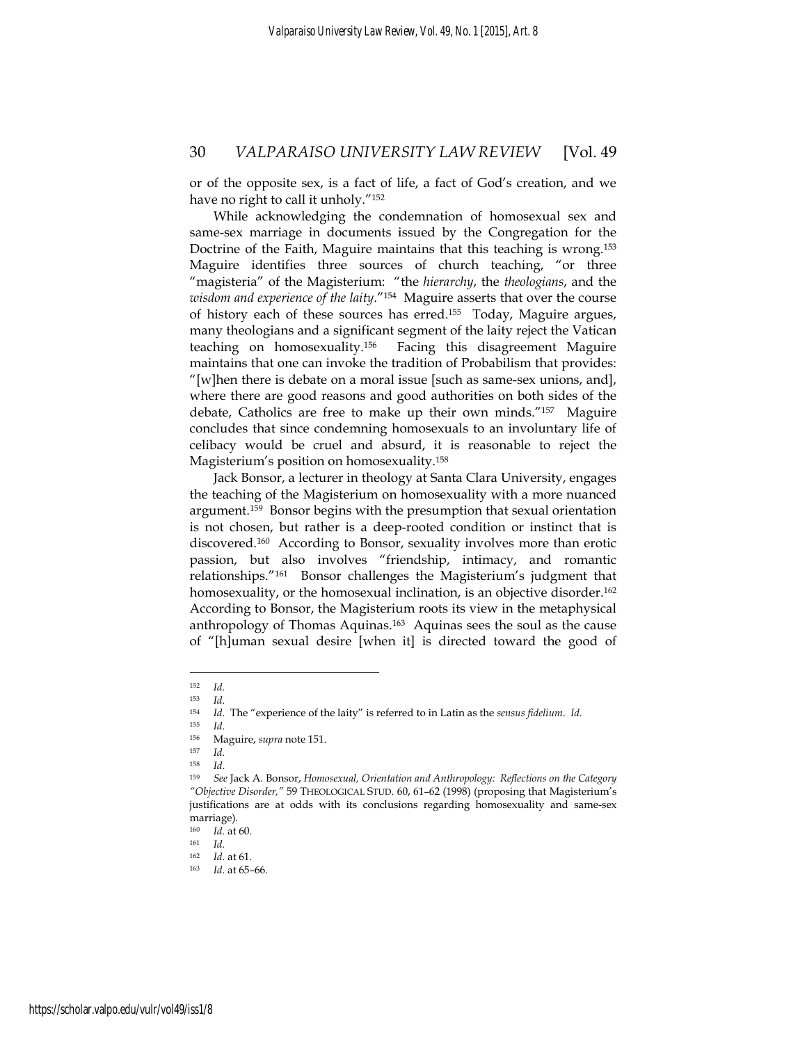or of the opposite sex, is a fact of life, a fact of God's creation, and we have no right to call it unholy."[152]

While acknowledging the condemnation of homosexual sex and same-sex marriage in documents issued by the Congregation for the Doctrine of the Faith, Maguire maintains that this teaching is wrong.[153] Maguire identifies three sources of church teaching, "or three "magisteria" of the Magisterium: "the *hierarchy*, the *theologians*, and the *wisdom and experience of the laity*."[154] Maguire asserts that over the course of history each of these sources has erred.[155] Today, Maguire argues, many theologians and a significant segment of the laity reject the Vatican teaching on homosexuality.[156] Facing this disagreement Maguire maintains that one can invoke the tradition of Probabilism that provides: "[w]hen there is debate on a moral issue [such as same-sex unions, and], where there are good reasons and good authorities on both sides of the debate, Catholics are free to make up their own minds."[157] Maguire concludes that since condemning homosexuals to an involuntary life of celibacy would be cruel and absurd, it is reasonable to reject the Magisterium's position on homosexuality.[158]

Jack Bonsor, a lecturer in theology at Santa Clara University, engages the teaching of the Magisterium on homosexuality with a more nuanced argument.[159] Bonsor begins with the presumption that sexual orientation is not chosen, but rather is a deep-rooted condition or instinct that is discovered.[160] According to Bonsor, sexuality involves more than erotic passion, but also involves "friendship, intimacy, and romantic relationships."[161] Bonsor challenges the Magisterium's judgment that homosexuality, or the homosexual inclination, is an objective disorder.[162] According to Bonsor, the Magisterium roots its view in the metaphysical anthropology of Thomas Aquinas.[163] Aquinas sees the soul as the cause of "[h]uman sexual desire [when it] is directed toward the good of

---

[152] *Id.*

[153] *Id.*

[154] *Id.* The "experience of the laity" is referred to in Latin as the *sensus fidelium*. *Id.*

[155] *Id.*

[156] Maguire, *supra* note 151.

[157] *Id.*

[158] *Id.*

[159] *See* Jack A. Bonsor, *Homosexual, Orientation and Anthropology: Reflections on the Category "Objective Disorder,"* 59 THEOLOGICAL STUD. 60, 61–62 (1998) (proposing that Magisterium's justifications are at odds with its conclusions regarding homosexuality and same-sex marriage).

[160] *Id.* at 60.

[161] *Id.*

[162] *Id.* at 61.

[163] *Id.* at 65–66.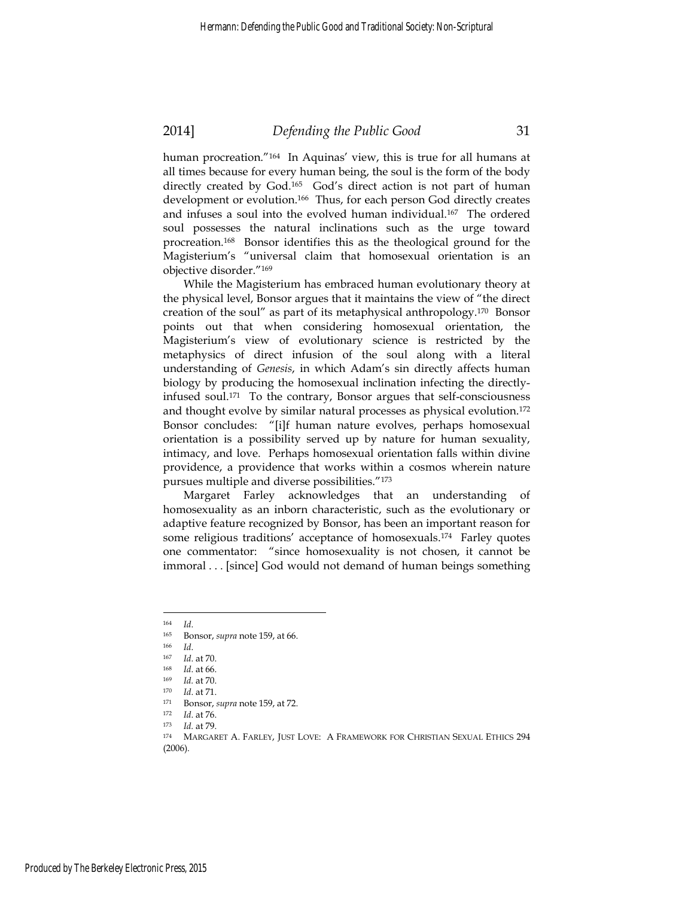human procreation."[164] In Aquinas' view, this is true for all humans at all times because for every human being, the soul is the form of the body directly created by God.[165] God's direct action is not part of human development or evolution.[166] Thus, for each person God directly creates and infuses a soul into the evolved human individual.[167] The ordered soul possesses the natural inclinations such as the urge toward procreation.[168] Bonsor identifies this as the theological ground for the Magisterium's "universal claim that homosexual orientation is an objective disorder."[169]

While the Magisterium has embraced human evolutionary theory at the physical level, Bonsor argues that it maintains the view of "the direct creation of the soul" as part of its metaphysical anthropology.[170] Bonsor points out that when considering homosexual orientation, the Magisterium's view of evolutionary science is restricted by the metaphysics of direct infusion of the soul along with a literal understanding of *Genesis*, in which Adam's sin directly affects human biology by producing the homosexual inclination infecting the directly-infused soul.[171] To the contrary, Bonsor argues that self-consciousness and thought evolve by similar natural processes as physical evolution.[172] Bonsor concludes: "[i]f human nature evolves, perhaps homosexual orientation is a possibility served up by nature for human sexuality, intimacy, and love. Perhaps homosexual orientation falls within divine providence, a providence that works within a cosmos wherein nature pursues multiple and diverse possibilities."[173]

Margaret Farley acknowledges that an understanding of homosexuality as an inborn characteristic, such as the evolutionary or adaptive feature recognized by Bonsor, has been an important reason for some religious traditions' acceptance of homosexuals.[174] Farley quotes one commentator: "since homosexuality is not chosen, it cannot be immoral . . . [since] God would not demand of human beings something

---

[164] *Id.*

[165] Bonsor, *supra* note 159, at 66.

[166] *Id.*

[167] *Id.* at 70.

[168] *Id.* at 66.

[169] *Id.* at 70.

[170] *Id.* at 71.

[171] Bonsor, *supra* note 159, at 72.

[172] *Id.* at 76.

[173] *Id.* at 79.

[174] MARGARET A. FARLEY, JUST LOVE: A FRAMEWORK FOR CHRISTIAN SEXUAL ETHICS 294 (2006).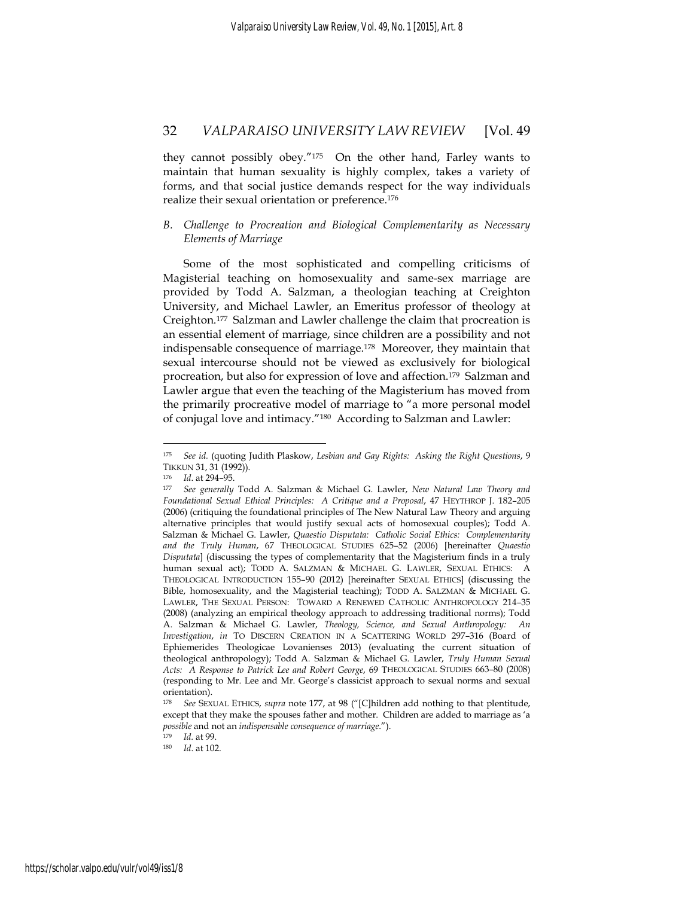they cannot possibly obey."[175] On the other hand, Farley wants to maintain that human sexuality is highly complex, takes a variety of forms, and that social justice demands respect for the way individuals realize their sexual orientation or preference.[176]

### *B. Challenge to Procreation and Biological Complementarity as Necessary Elements of Marriage*

Some of the most sophisticated and compelling criticisms of Magisterial teaching on homosexuality and same-sex marriage are provided by Todd A. Salzman, a theologian teaching at Creighton University, and Michael Lawler, an Emeritus professor of theology at Creighton.[177] Salzman and Lawler challenge the claim that procreation is an essential element of marriage, since children are a possibility and not indispensable consequence of marriage.[178] Moreover, they maintain that sexual intercourse should not be viewed as exclusively for biological procreation, but also for expression of love and affection.[179] Salzman and Lawler argue that even the teaching of the Magisterium has moved from the primarily procreative model of marriage to "a more personal model of conjugal love and intimacy."[180] According to Salzman and Lawler:

---

[175] *See id.* (quoting Judith Plaskow, *Lesbian and Gay Rights: Asking the Right Questions*, 9 TIKKUN 31, 31 (1992)).

[176] *Id.* at 294–95.

[177] *See generally* Todd A. Salzman & Michael G. Lawler, *New Natural Law Theory and Foundational Sexual Ethical Principles: A Critique and a Proposal*, 47 HEYTHROP J. 182–205 (2006) (critiquing the foundational principles of The New Natural Law Theory and arguing alternative principles that would justify sexual acts of homosexual couples); Todd A. Salzman & Michael G. Lawler, *Quaestio Disputata: Catholic Social Ethics: Complementarity and the Truly Human*, 67 THEOLOGICAL STUDIES 625–52 (2006) [hereinafter *Quaestio Disputata*] (discussing the types of complementarity that the Magisterium finds in a truly human sexual act); TODD A. SALZMAN & MICHAEL G. LAWLER, SEXUAL ETHICS: A THEOLOGICAL INTRODUCTION 155–90 (2012) [hereinafter SEXUAL ETHICS] (discussing the Bible, homosexuality, and the Magisterial teaching); TODD A. SALZMAN & MICHAEL G. LAWLER, THE SEXUAL PERSON: TOWARD A RENEWED CATHOLIC ANTHROPOLOGY 214–35 (2008) (analyzing an empirical theology approach to addressing traditional norms); Todd A. Salzman & Michael G. Lawler, *Theology, Science, and Sexual Anthropology: An Investigation*, *in* TO DISCERN CREATION IN A SCATTERING WORLD 297–316 (Board of Ephiemerides Theologicae Lovanienses 2013) (evaluating the current situation of theological anthropology); Todd A. Salzman & Michael G. Lawler, *Truly Human Sexual Acts: A Response to Patrick Lee and Robert George*, 69 THEOLOGICAL STUDIES 663–80 (2008) (responding to Mr. Lee and Mr. George's classicist approach to sexual norms and sexual orientation).

[178] *See* SEXUAL ETHICS, *supra* note 177, at 98 ("[C]hildren add nothing to that plentitude, except that they make the spouses father and mother. Children are added to marriage as 'a *possible* and not an *indispensable consequence of marriage*.").

[179] *Id.* at 99.

[180] *Id.* at 102.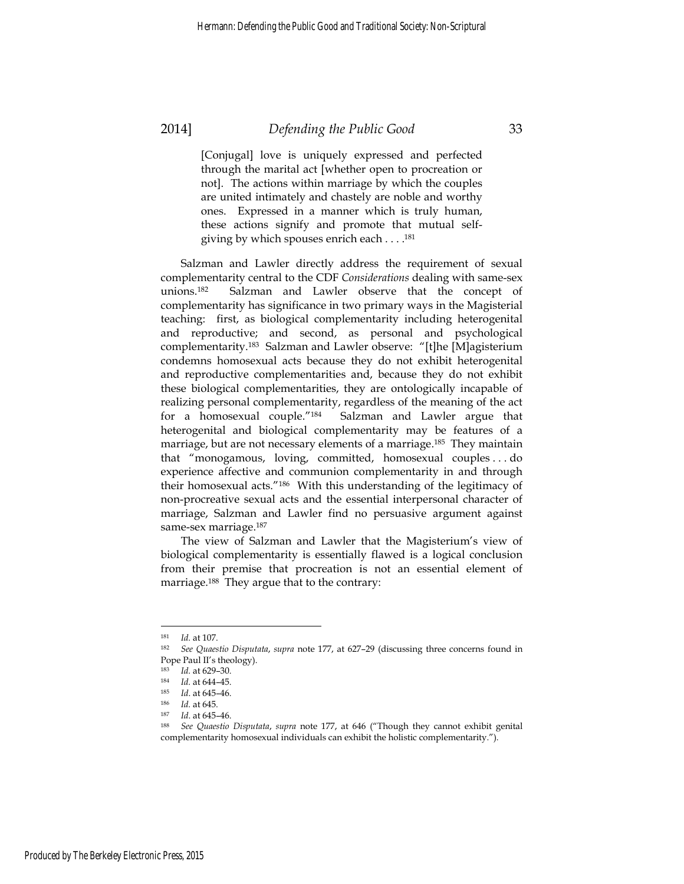> [Conjugal] love is uniquely expressed and perfected through the marital act [whether open to procreation or not]. The actions within marriage by which the couples are united intimately and chastely are noble and worthy ones. Expressed in a manner which is truly human, these actions signify and promote that mutual self-giving by which spouses enrich each . . . .[181]

Salzman and Lawler directly address the requirement of sexual complementarity central to the CDF *Considerations* dealing with same-sex unions.[182] Salzman and Lawler observe that the concept of complementarity has significance in two primary ways in the Magisterial teaching: first, as biological complementarity including heterogenital and reproductive; and second, as personal and psychological complementarity.[183] Salzman and Lawler observe: "[t]he [M]agisterium condemns homosexual acts because they do not exhibit heterogenital and reproductive complementarities and, because they do not exhibit these biological complementarities, they are ontologically incapable of realizing personal complementarity, regardless of the meaning of the act for a homosexual couple."[184] Salzman and Lawler argue that heterogenital and biological complementarity may be features of a marriage, but are not necessary elements of a marriage.[185] They maintain that "monogamous, loving, committed, homosexual couples . . . do experience affective and communion complementarity in and through their homosexual acts."[186] With this understanding of the legitimacy of non-procreative sexual acts and the essential interpersonal character of marriage, Salzman and Lawler find no persuasive argument against same-sex marriage.[187]

The view of Salzman and Lawler that the Magisterium's view of biological complementarity is essentially flawed is a logical conclusion from their premise that procreation is not an essential element of marriage.[188] They argue that to the contrary:

---

[181] *Id.* at 107.

[182] *See Quaestio Disputata*, *supra* note 177, at 627–29 (discussing three concerns found in Pope Paul II's theology).

[183] *Id.* at 629–30.

[184] *Id.* at 644–45.

[185] *Id.* at 645–46.

[186] *Id.* at 645.

[187] *Id.* at 645–46.

[188] *See Quaestio Disputata*, *supra* note 177, at 646 ("Though they cannot exhibit genital complementarity homosexual individuals can exhibit the holistic complementarity.").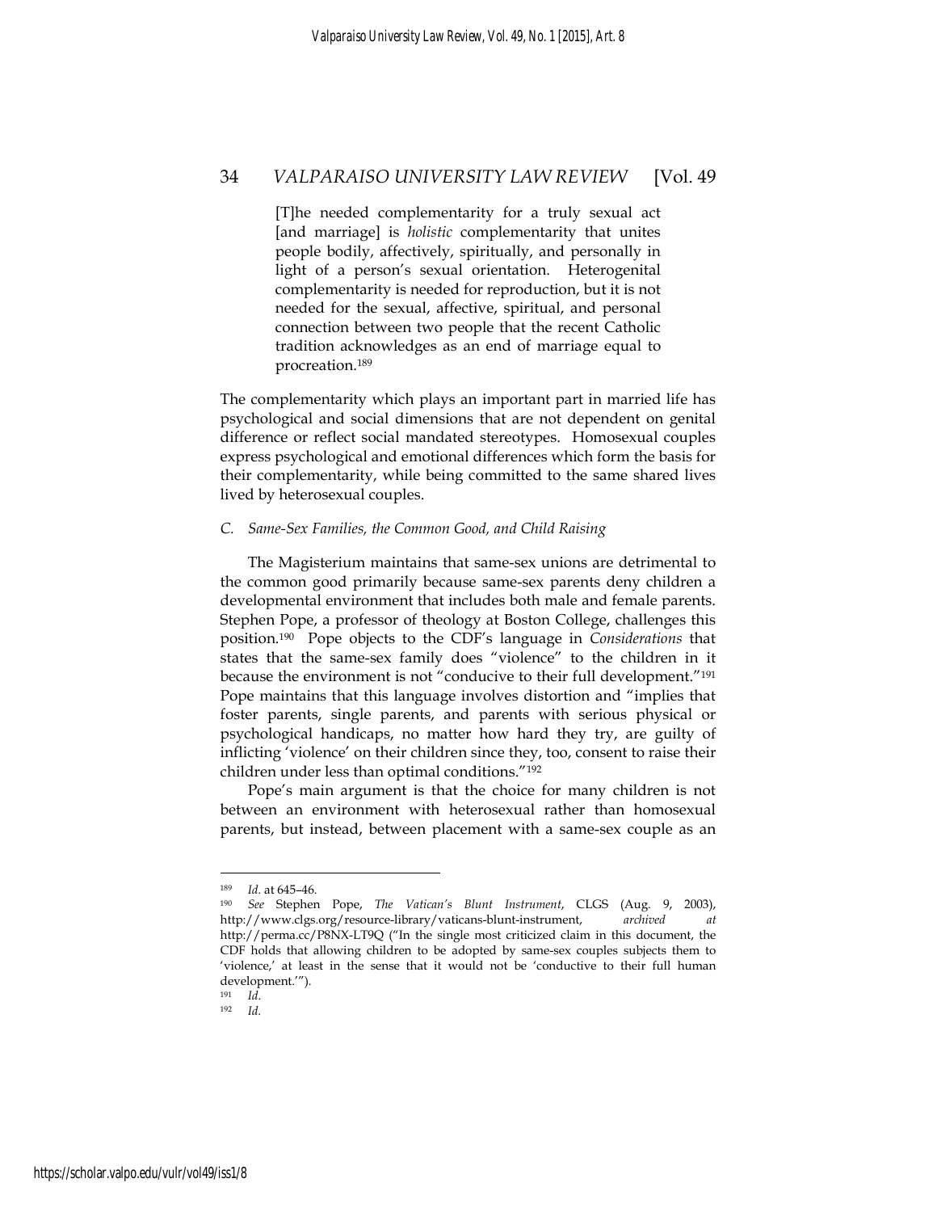> [T]he needed complementarity for a truly sexual act [and marriage] is *holistic* complementarity that unites people bodily, affectively, spiritually, and personally in light of a person's sexual orientation. Heterogenital complementarity is needed for reproduction, but it is not needed for the sexual, affective, spiritual, and personal connection between two people that the recent Catholic tradition acknowledges as an end of marriage equal to procreation.[189]

The complementarity which plays an important part in married life has psychological and social dimensions that are not dependent on genital difference or reflect social mandated stereotypes. Homosexual couples express psychological and emotional differences which form the basis for their complementarity, while being committed to the same shared lives lived by heterosexual couples.

### *C. Same-Sex Families, the Common Good, and Child Raising*

The Magisterium maintains that same-sex unions are detrimental to the common good primarily because same-sex parents deny children a developmental environment that includes both male and female parents. Stephen Pope, a professor of theology at Boston College, challenges this position.[190] Pope objects to the CDF's language in *Considerations* that states that the same-sex family does "violence" to the children in it because the environment is not "conducive to their full development."[191] Pope maintains that this language involves distortion and "implies that foster parents, single parents, and parents with serious physical or psychological handicaps, no matter how hard they try, are guilty of inflicting 'violence' on their children since they, too, consent to raise their children under less than optimal conditions."[192]

Pope's main argument is that the choice for many children is not between an environment with heterosexual rather than homosexual parents, but instead, between placement with a same-sex couple as an

---

[189] *Id.* at 645–46.

[190] *See* Stephen Pope, *The Vatican's Blunt Instrument*, CLGS (Aug. 9, 2003), http://www.clgs.org/resource-library/vaticans-blunt-instrument, *archived at* http://perma.cc/P8NX-LT9Q ("In the single most criticized claim in this document, the CDF holds that allowing children to be adopted by same-sex couples subjects them to 'violence,' at least in the sense that it would not be 'conductive to their full human development.'").

[191] *Id.*

[192] *Id.*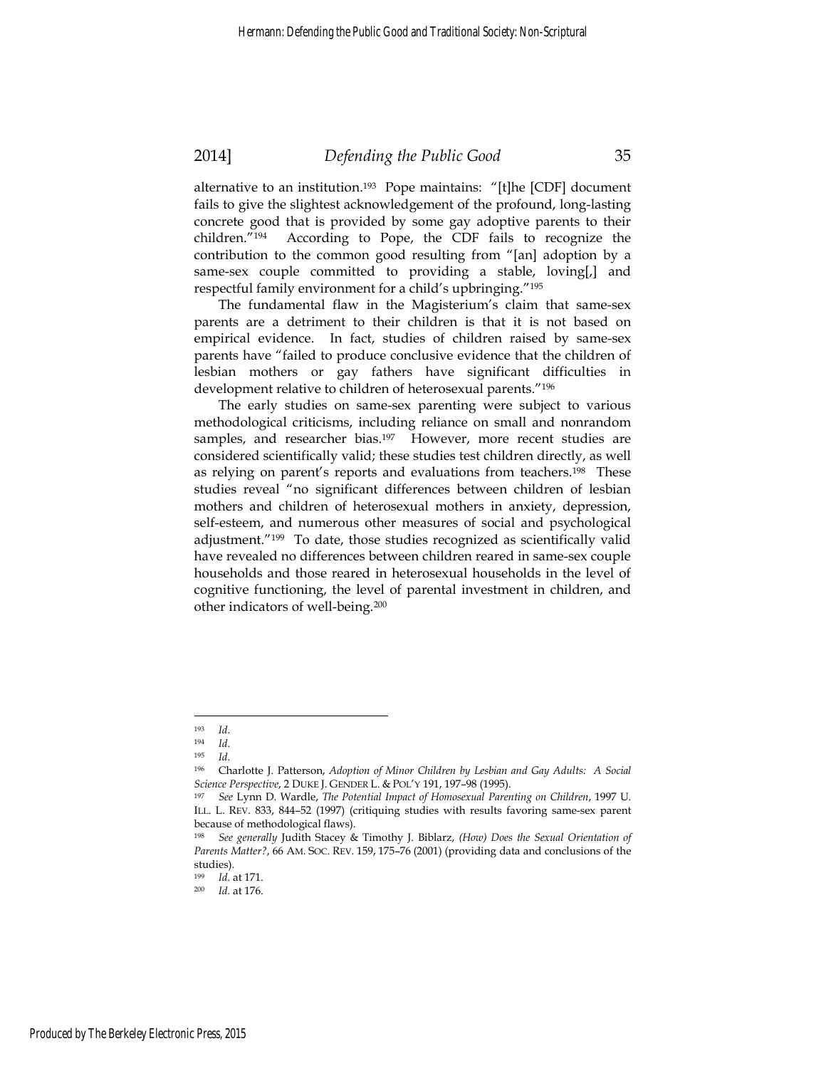alternative to an institution.[193] Pope maintains: "[t]he [CDF] document fails to give the slightest acknowledgement of the profound, long-lasting concrete good that is provided by some gay adoptive parents to their children."[194] According to Pope, the CDF fails to recognize the contribution to the common good resulting from "[an] adoption by a same-sex couple committed to providing a stable, loving[,] and respectful family environment for a child's upbringing."[195]

The fundamental flaw in the Magisterium's claim that same-sex parents are a detriment to their children is that it is not based on empirical evidence. In fact, studies of children raised by same-sex parents have "failed to produce conclusive evidence that the children of lesbian mothers or gay fathers have significant difficulties in development relative to children of heterosexual parents."[196]

The early studies on same-sex parenting were subject to various methodological criticisms, including reliance on small and nonrandom samples, and researcher bias.[197] However, more recent studies are considered scientifically valid; these studies test children directly, as well as relying on parent's reports and evaluations from teachers.[198] These studies reveal "no significant differences between children of lesbian mothers and children of heterosexual mothers in anxiety, depression, self-esteem, and numerous other measures of social and psychological adjustment."[199] To date, those studies recognized as scientifically valid have revealed no differences between children reared in same-sex couple households and those reared in heterosexual households in the level of cognitive functioning, the level of parental investment in children, and other indicators of well-being.[200]

---

[193] *Id.*

[194] *Id.*

[195] *Id.*

[196] Charlotte J. Patterson, *Adoption of Minor Children by Lesbian and Gay Adults: A Social Science Perspective*, 2 DUKE J. GENDER L. & POL'Y 191, 197–98 (1995).

[197] *See* Lynn D. Wardle, *The Potential Impact of Homosexual Parenting on Children*, 1997 U. ILL. L. REV. 833, 844–52 (1997) (critiquing studies with results favoring same-sex parent because of methodological flaws).

[198] *See generally* Judith Stacey & Timothy J. Biblarz, *(How) Does the Sexual Orientation of Parents Matter?*, 66 AM. SOC. REV. 159, 175–76 (2001) (providing data and conclusions of the studies).

[199] *Id.* at 171.

[200] *Id.* at 176.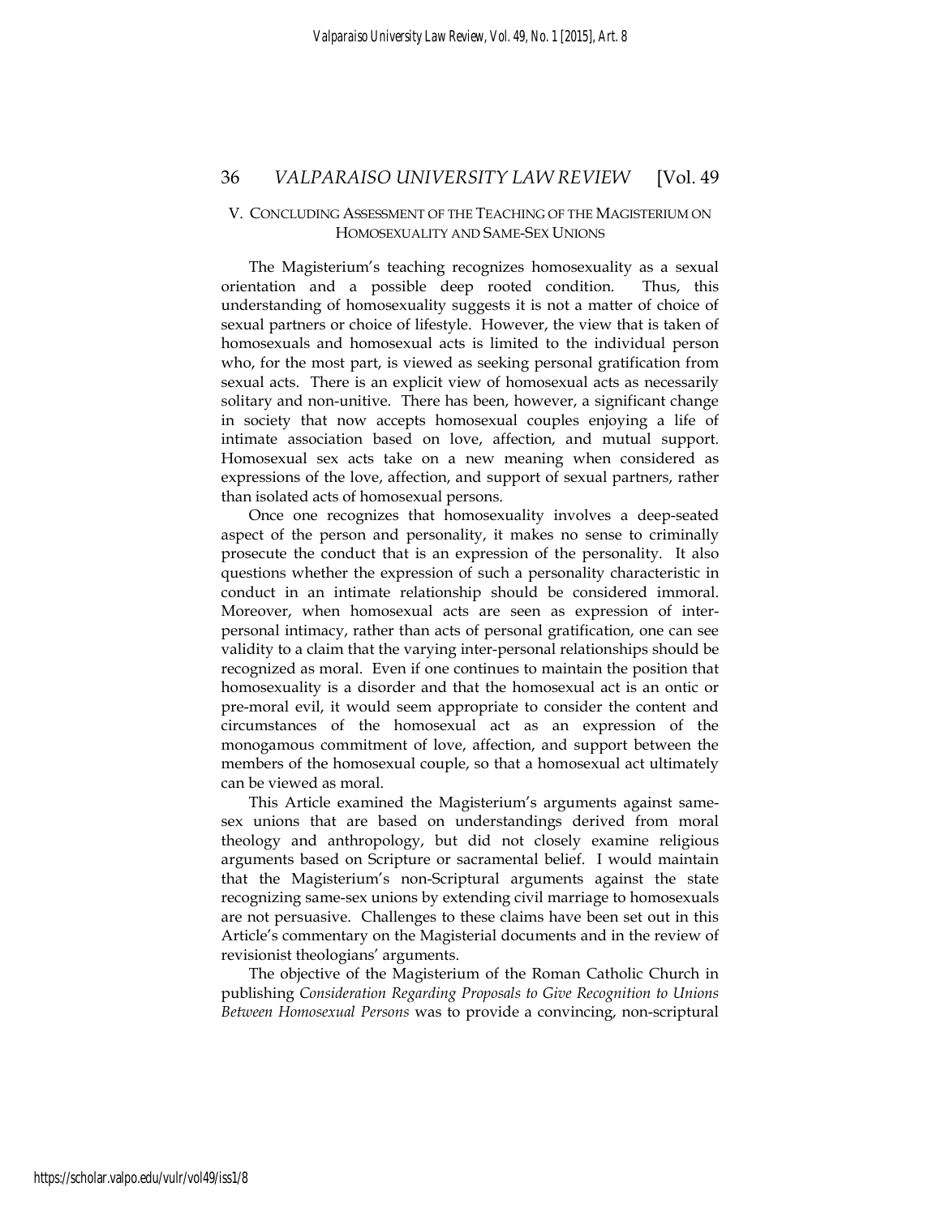## V. CONCLUDING ASSESSMENT OF THE TEACHING OF THE MAGISTERIUM ON HOMOSEXUALITY AND SAME-SEX UNIONS

The Magisterium's teaching recognizes homosexuality as a sexual orientation and a possible deep rooted condition. Thus, this understanding of homosexuality suggests it is not a matter of choice of sexual partners or choice of lifestyle. However, the view that is taken of homosexuals and homosexual acts is limited to the individual person who, for the most part, is viewed as seeking personal gratification from sexual acts. There is an explicit view of homosexual acts as necessarily solitary and non-unitive. There has been, however, a significant change in society that now accepts homosexual couples enjoying a life of intimate association based on love, affection, and mutual support. Homosexual sex acts take on a new meaning when considered as expressions of the love, affection, and support of sexual partners, rather than isolated acts of homosexual persons.

Once one recognizes that homosexuality involves a deep-seated aspect of the person and personality, it makes no sense to criminally prosecute the conduct that is an expression of the personality. It also questions whether the expression of such a personality characteristic in conduct in an intimate relationship should be considered immoral. Moreover, when homosexual acts are seen as expression of inter-personal intimacy, rather than acts of personal gratification, one can see validity to a claim that the varying inter-personal relationships should be recognized as moral. Even if one continues to maintain the position that homosexuality is a disorder and that the homosexual act is an ontic or pre-moral evil, it would seem appropriate to consider the content and circumstances of the homosexual act as an expression of the monogamous commitment of love, affection, and support between the members of the homosexual couple, so that a homosexual act ultimately can be viewed as moral.

This Article examined the Magisterium's arguments against same-sex unions that are based on understandings derived from moral theology and anthropology, but did not closely examine religious arguments based on Scripture or sacramental belief. I would maintain that the Magisterium's non-Scriptural arguments against the state recognizing same-sex unions by extending civil marriage to homosexuals are not persuasive. Challenges to these claims have been set out in this Article's commentary on the Magisterial documents and in the review of revisionist theologians' arguments.

The objective of the Magisterium of the Roman Catholic Church in publishing *Consideration Regarding Proposals to Give Recognition to Unions Between Homosexual Persons* was to provide a convincing, non-scriptural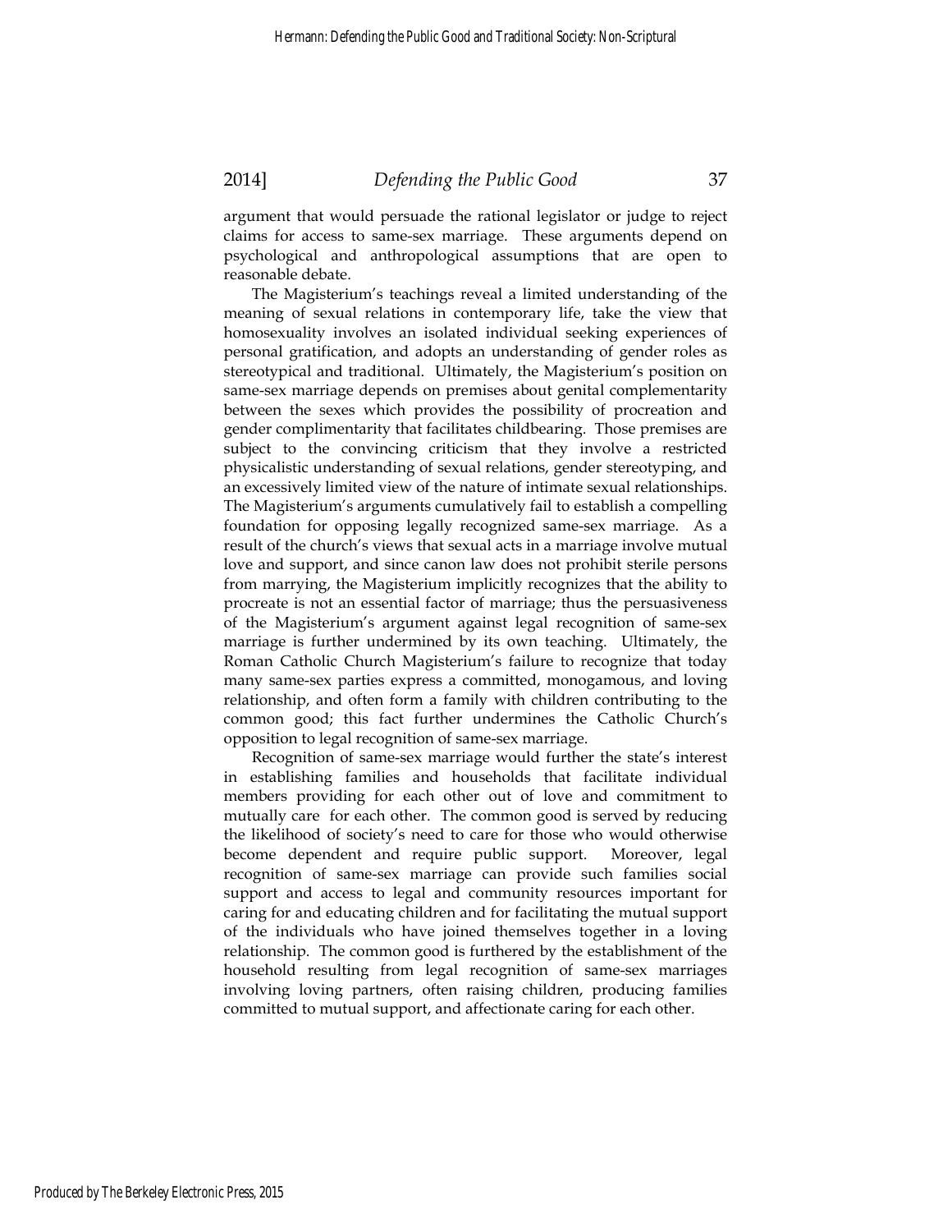argument that would persuade the rational legislator or judge to reject claims for access to same-sex marriage. These arguments depend on psychological and anthropological assumptions that are open to reasonable debate.

The Magisterium's teachings reveal a limited understanding of the meaning of sexual relations in contemporary life, take the view that homosexuality involves an isolated individual seeking experiences of personal gratification, and adopts an understanding of gender roles as stereotypical and traditional. Ultimately, the Magisterium's position on same-sex marriage depends on premises about genital complementarity between the sexes which provides the possibility of procreation and gender complimentarity that facilitates childbearing. Those premises are subject to the convincing criticism that they involve a restricted physicalistic understanding of sexual relations, gender stereotyping, and an excessively limited view of the nature of intimate sexual relationships. The Magisterium's arguments cumulatively fail to establish a compelling foundation for opposing legally recognized same-sex marriage. As a result of the church's views that sexual acts in a marriage involve mutual love and support, and since canon law does not prohibit sterile persons from marrying, the Magisterium implicitly recognizes that the ability to procreate is not an essential factor of marriage; thus the persuasiveness of the Magisterium's argument against legal recognition of same-sex marriage is further undermined by its own teaching. Ultimately, the Roman Catholic Church Magisterium's failure to recognize that today many same-sex parties express a committed, monogamous, and loving relationship, and often form a family with children contributing to the common good; this fact further undermines the Catholic Church's opposition to legal recognition of same-sex marriage.

Recognition of same-sex marriage would further the state's interest in establishing families and households that facilitate individual members providing for each other out of love and commitment to mutually care for each other. The common good is served by reducing the likelihood of society's need to care for those who would otherwise become dependent and require public support. Moreover, legal recognition of same-sex marriage can provide such families social support and access to legal and community resources important for caring for and educating children and for facilitating the mutual support of the individuals who have joined themselves together in a loving relationship. The common good is furthered by the establishment of the household resulting from legal recognition of same-sex marriages involving loving partners, often raising children, producing families committed to mutual support, and affectionate caring for each other.